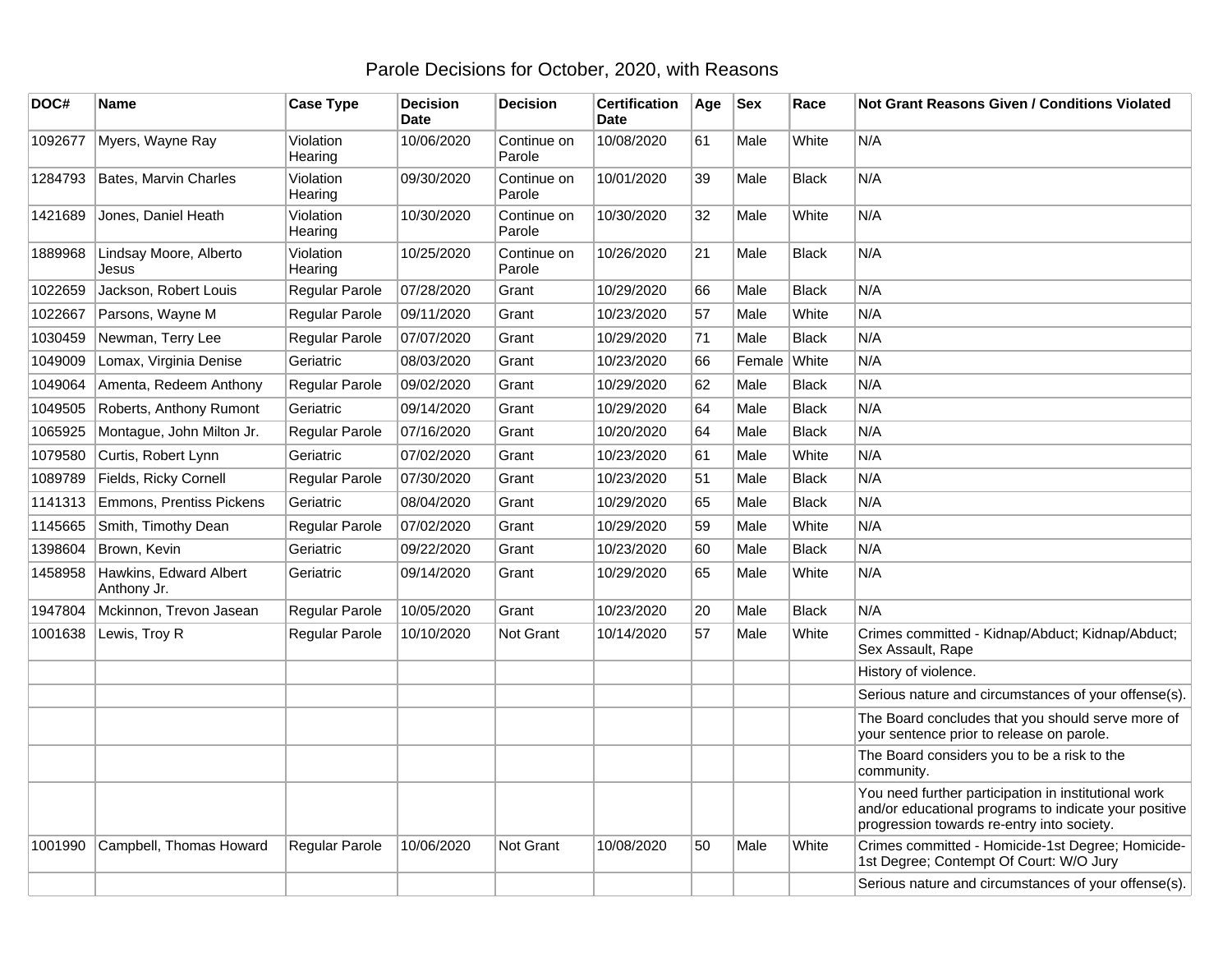# Parole Decisions for October, 2020, with Reasons

| DOC# | Name | Case Type | Decision Date | Decision | Certification Date | Age | Sex | Race | Not Grant Reasons Given / Conditions Violated |
|---|---|---|---|---|---|---|---|---|---|
| 1092677 | Myers, Wayne Ray | Violation Hearing | 10/06/2020 | Continue on Parole | 10/08/2020 | 61 | Male | White | N/A |
| 1284793 | Bates, Marvin Charles | Violation Hearing | 09/30/2020 | Continue on Parole | 10/01/2020 | 39 | Male | Black | N/A |
| 1421689 | Jones, Daniel Heath | Violation Hearing | 10/30/2020 | Continue on Parole | 10/30/2020 | 32 | Male | White | N/A |
| 1889968 | Lindsay Moore, Alberto Jesus | Violation Hearing | 10/25/2020 | Continue on Parole | 10/26/2020 | 21 | Male | Black | N/A |
| 1022659 | Jackson, Robert Louis | Regular Parole | 07/28/2020 | Grant | 10/29/2020 | 66 | Male | Black | N/A |
| 1022667 | Parsons, Wayne M | Regular Parole | 09/11/2020 | Grant | 10/23/2020 | 57 | Male | White | N/A |
| 1030459 | Newman, Terry Lee | Regular Parole | 07/07/2020 | Grant | 10/29/2020 | 71 | Male | Black | N/A |
| 1049009 | Lomax, Virginia Denise | Geriatric | 08/03/2020 | Grant | 10/23/2020 | 66 | Female | White | N/A |
| 1049064 | Amenta, Redeem Anthony | Regular Parole | 09/02/2020 | Grant | 10/29/2020 | 62 | Male | Black | N/A |
| 1049505 | Roberts, Anthony Rumont | Geriatric | 09/14/2020 | Grant | 10/29/2020 | 64 | Male | Black | N/A |
| 1065925 | Montague, John Milton Jr. | Regular Parole | 07/16/2020 | Grant | 10/20/2020 | 64 | Male | Black | N/A |
| 1079580 | Curtis, Robert Lynn | Geriatric | 07/02/2020 | Grant | 10/23/2020 | 61 | Male | White | N/A |
| 1089789 | Fields, Ricky Cornell | Regular Parole | 07/30/2020 | Grant | 10/23/2020 | 51 | Male | Black | N/A |
| 1141313 | Emmons, Prentiss Pickens | Geriatric | 08/04/2020 | Grant | 10/29/2020 | 65 | Male | Black | N/A |
| 1145665 | Smith, Timothy Dean | Regular Parole | 07/02/2020 | Grant | 10/29/2020 | 59 | Male | White | N/A |
| 1398604 | Brown, Kevin | Geriatric | 09/22/2020 | Grant | 10/23/2020 | 60 | Male | Black | N/A |
| 1458958 | Hawkins, Edward Albert Anthony Jr. | Geriatric | 09/14/2020 | Grant | 10/29/2020 | 65 | Male | White | N/A |
| 1947804 | Mckinnon, Trevon Jasean | Regular Parole | 10/05/2020 | Grant | 10/23/2020 | 20 | Male | Black | N/A |
| 1001638 | Lewis, Troy R | Regular Parole | 10/10/2020 | Not Grant | 10/14/2020 | 57 | Male | White | Crimes committed - Kidnap/Abduct; Kidnap/Abduct; Sex Assault, Rape |
| | | | | | | | | | History of violence. |
| | | | | | | | | | Serious nature and circumstances of your offense(s). |
| | | | | | | | | | The Board concludes that you should serve more of your sentence prior to release on parole. |
| | | | | | | | | | The Board considers you to be a risk to the community. |
| | | | | | | | | | You need further participation in institutional work and/or educational programs to indicate your positive progression towards re-entry into society. |
| 1001990 | Campbell, Thomas Howard | Regular Parole | 10/06/2020 | Not Grant | 10/08/2020 | 50 | Male | White | Crimes committed - Homicide-1st Degree; Homicide-1st Degree; Contempt Of Court: W/O Jury |
| | | | | | | | | | Serious nature and circumstances of your offense(s). |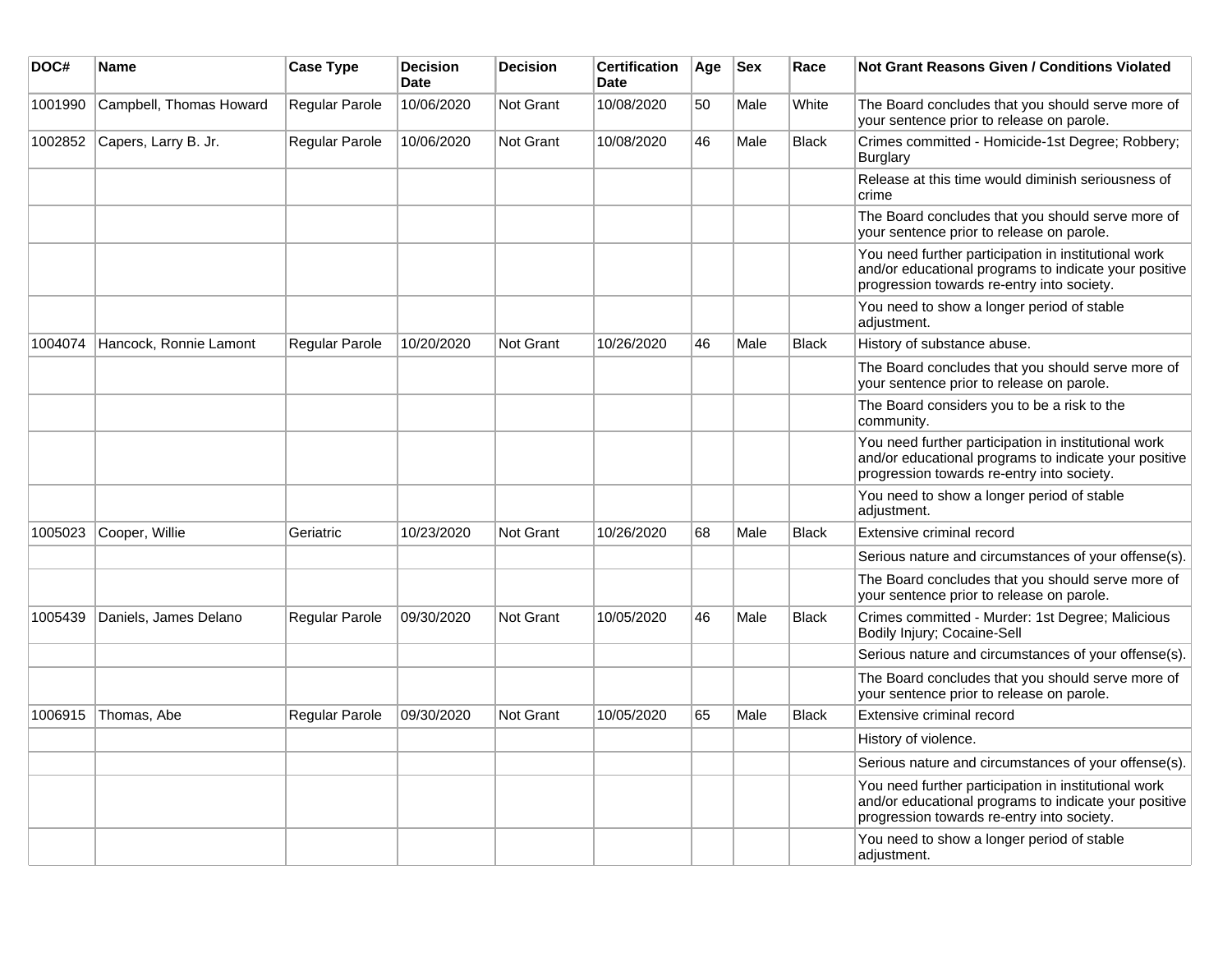| DOC# | Name | Case Type | Decision Date | Decision | Certification Date | Age | Sex | Race | Not Grant Reasons Given / Conditions Violated |
|---|---|---|---|---|---|---|---|---|---|
| 1001990 | Campbell, Thomas Howard | Regular Parole | 10/06/2020 | Not Grant | 10/08/2020 | 50 | Male | White | The Board concludes that you should serve more of your sentence prior to release on parole. |
| 1002852 | Capers, Larry B. Jr. | Regular Parole | 10/06/2020 | Not Grant | 10/08/2020 | 46 | Male | Black | Crimes committed - Homicide-1st Degree; Robbery; Burglary |
| | | | | | | | | | Release at this time would diminish seriousness of crime |
| | | | | | | | | | The Board concludes that you should serve more of your sentence prior to release on parole. |
| | | | | | | | | | You need further participation in institutional work and/or educational programs to indicate your positive progression towards re-entry into society. |
| | | | | | | | | | You need to show a longer period of stable adjustment. |
| 1004074 | Hancock, Ronnie Lamont | Regular Parole | 10/20/2020 | Not Grant | 10/26/2020 | 46 | Male | Black | History of substance abuse. |
| | | | | | | | | | The Board concludes that you should serve more of your sentence prior to release on parole. |
| | | | | | | | | | The Board considers you to be a risk to the community. |
| | | | | | | | | | You need further participation in institutional work and/or educational programs to indicate your positive progression towards re-entry into society. |
| | | | | | | | | | You need to show a longer period of stable adjustment. |
| 1005023 | Cooper, Willie | Geriatric | 10/23/2020 | Not Grant | 10/26/2020 | 68 | Male | Black | Extensive criminal record |
| | | | | | | | | | Serious nature and circumstances of your offense(s). |
| | | | | | | | | | The Board concludes that you should serve more of your sentence prior to release on parole. |
| 1005439 | Daniels, James Delano | Regular Parole | 09/30/2020 | Not Grant | 10/05/2020 | 46 | Male | Black | Crimes committed - Murder: 1st Degree; Malicious Bodily Injury; Cocaine-Sell |
| | | | | | | | | | Serious nature and circumstances of your offense(s). |
| | | | | | | | | | The Board concludes that you should serve more of your sentence prior to release on parole. |
| 1006915 | Thomas, Abe | Regular Parole | 09/30/2020 | Not Grant | 10/05/2020 | 65 | Male | Black | Extensive criminal record |
| | | | | | | | | | History of violence. |
| | | | | | | | | | Serious nature and circumstances of your offense(s). |
| | | | | | | | | | You need further participation in institutional work and/or educational programs to indicate your positive progression towards re-entry into society. |
| | | | | | | | | | You need to show a longer period of stable adjustment. |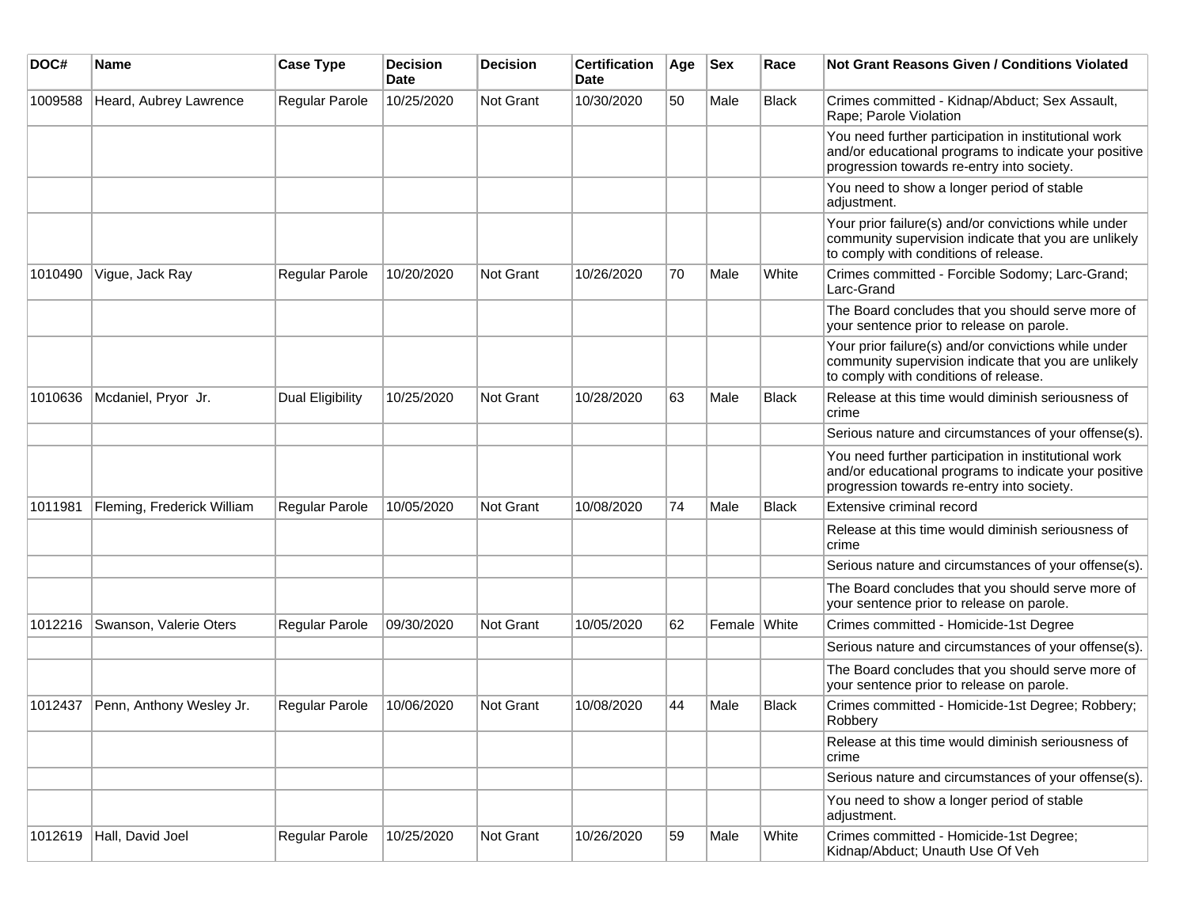| DOC# | Name | Case Type | Decision Date | Decision | Certification Date | Age | Sex | Race | Not Grant Reasons Given / Conditions Violated |
|---|---|---|---|---|---|---|---|---|---|
| 1009588 | Heard, Aubrey Lawrence | Regular Parole | 10/25/2020 | Not Grant | 10/30/2020 | 50 | Male | Black | Crimes committed - Kidnap/Abduct; Sex Assault, Rape; Parole Violation |
| | | | | | | | | | You need further participation in institutional work and/or educational programs to indicate your positive progression towards re-entry into society. |
| | | | | | | | | | You need to show a longer period of stable adjustment. |
| | | | | | | | | | Your prior failure(s) and/or convictions while under community supervision indicate that you are unlikely to comply with conditions of release. |
| 1010490 | Vigue, Jack Ray | Regular Parole | 10/20/2020 | Not Grant | 10/26/2020 | 70 | Male | White | Crimes committed - Forcible Sodomy; Larc-Grand; Larc-Grand |
| | | | | | | | | | The Board concludes that you should serve more of your sentence prior to release on parole. |
| | | | | | | | | | Your prior failure(s) and/or convictions while under community supervision indicate that you are unlikely to comply with conditions of release. |
| 1010636 | Mcdaniel, Pryor Jr. | Dual Eligibility | 10/25/2020 | Not Grant | 10/28/2020 | 63 | Male | Black | Release at this time would diminish seriousness of crime |
| | | | | | | | | | Serious nature and circumstances of your offense(s). |
| | | | | | | | | | You need further participation in institutional work and/or educational programs to indicate your positive progression towards re-entry into society. |
| 1011981 | Fleming, Frederick William | Regular Parole | 10/05/2020 | Not Grant | 10/08/2020 | 74 | Male | Black | Extensive criminal record |
| | | | | | | | | | Release at this time would diminish seriousness of crime |
| | | | | | | | | | Serious nature and circumstances of your offense(s). |
| | | | | | | | | | The Board concludes that you should serve more of your sentence prior to release on parole. |
| 1012216 | Swanson, Valerie Oters | Regular Parole | 09/30/2020 | Not Grant | 10/05/2020 | 62 | Female | White | Crimes committed - Homicide-1st Degree |
| | | | | | | | | | Serious nature and circumstances of your offense(s). |
| | | | | | | | | | The Board concludes that you should serve more of your sentence prior to release on parole. |
| 1012437 | Penn, Anthony Wesley Jr. | Regular Parole | 10/06/2020 | Not Grant | 10/08/2020 | 44 | Male | Black | Crimes committed - Homicide-1st Degree; Robbery; Robbery |
| | | | | | | | | | Release at this time would diminish seriousness of crime |
| | | | | | | | | | Serious nature and circumstances of your offense(s). |
| | | | | | | | | | You need to show a longer period of stable adjustment. |
| 1012619 | Hall, David Joel | Regular Parole | 10/25/2020 | Not Grant | 10/26/2020 | 59 | Male | White | Crimes committed - Homicide-1st Degree; Kidnap/Abduct; Unauth Use Of Veh |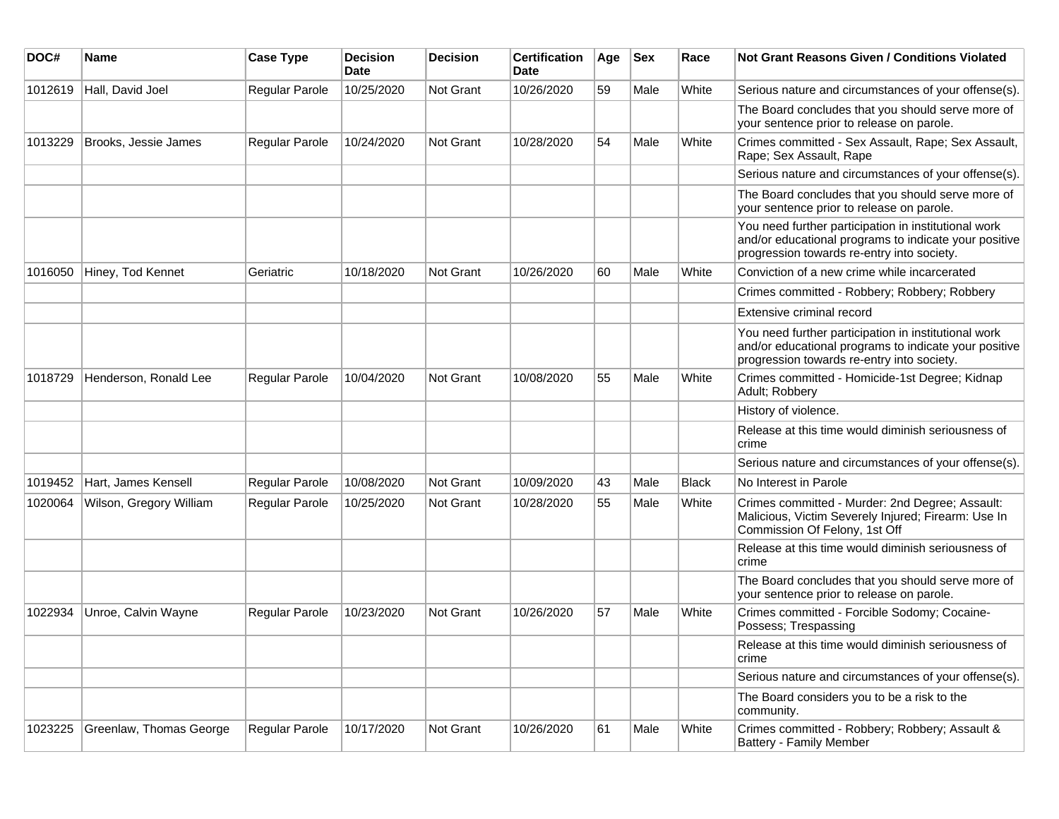| DOC# | Name | Case Type | Decision Date | Decision | Certification Date | Age | Sex | Race | Not Grant Reasons Given / Conditions Violated |
| --- | --- | --- | --- | --- | --- | --- | --- | --- | --- |
| 1012619 | Hall, David Joel | Regular Parole | 10/25/2020 | Not Grant | 10/26/2020 | 59 | Male | White | Serious nature and circumstances of your offense(s). |
| | | | | | | | | | The Board concludes that you should serve more of your sentence prior to release on parole. |
| 1013229 | Brooks, Jessie James | Regular Parole | 10/24/2020 | Not Grant | 10/28/2020 | 54 | Male | White | Crimes committed - Sex Assault, Rape; Sex Assault, Rape; Sex Assault, Rape |
| | | | | | | | | | Serious nature and circumstances of your offense(s). |
| | | | | | | | | | The Board concludes that you should serve more of your sentence prior to release on parole. |
| | | | | | | | | | You need further participation in institutional work and/or educational programs to indicate your positive progression towards re-entry into society. |
| 1016050 | Hiney, Tod Kennet | Geriatric | 10/18/2020 | Not Grant | 10/26/2020 | 60 | Male | White | Conviction of a new crime while incarcerated |
| | | | | | | | | | Crimes committed - Robbery; Robbery; Robbery |
| | | | | | | | | | Extensive criminal record |
| | | | | | | | | | You need further participation in institutional work and/or educational programs to indicate your positive progression towards re-entry into society. |
| 1018729 | Henderson, Ronald Lee | Regular Parole | 10/04/2020 | Not Grant | 10/08/2020 | 55 | Male | White | Crimes committed - Homicide-1st Degree; Kidnap Adult; Robbery |
| | | | | | | | | | History of violence. |
| | | | | | | | | | Release at this time would diminish seriousness of crime |
| | | | | | | | | | Serious nature and circumstances of your offense(s). |
| 1019452 | Hart, James Kensell | Regular Parole | 10/08/2020 | Not Grant | 10/09/2020 | 43 | Male | Black | No Interest in Parole |
| 1020064 | Wilson, Gregory William | Regular Parole | 10/25/2020 | Not Grant | 10/28/2020 | 55 | Male | White | Crimes committed - Murder: 2nd Degree; Assault: Malicious, Victim Severely Injured; Firearm: Use In Commission Of Felony, 1st Off |
| | | | | | | | | | Release at this time would diminish seriousness of crime |
| | | | | | | | | | The Board concludes that you should serve more of your sentence prior to release on parole. |
| 1022934 | Unroe, Calvin Wayne | Regular Parole | 10/23/2020 | Not Grant | 10/26/2020 | 57 | Male | White | Crimes committed - Forcible Sodomy; Cocaine-Possess; Trespassing |
| | | | | | | | | | Release at this time would diminish seriousness of crime |
| | | | | | | | | | Serious nature and circumstances of your offense(s). |
| | | | | | | | | | The Board considers you to be a risk to the community. |
| 1023225 | Greenlaw, Thomas George | Regular Parole | 10/17/2020 | Not Grant | 10/26/2020 | 61 | Male | White | Crimes committed - Robbery; Robbery; Assault & Battery - Family Member |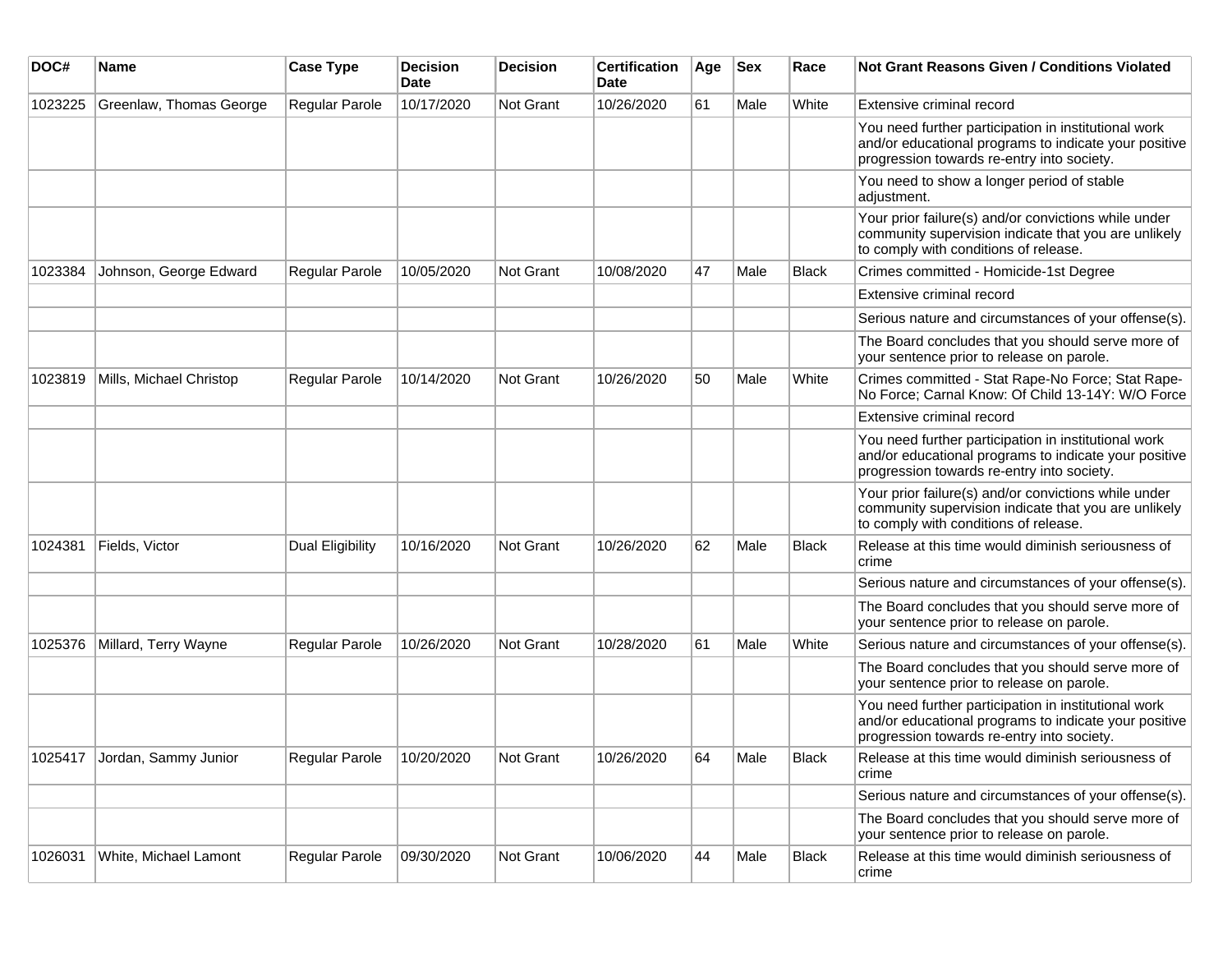| DOC# | Name | Case Type | Decision Date | Decision | Certification Date | Age | Sex | Race | Not Grant Reasons Given / Conditions Violated |
|---|---|---|---|---|---|---|---|---|---|
| 1023225 | Greenlaw, Thomas George | Regular Parole | 10/17/2020 | Not Grant | 10/26/2020 | 61 | Male | White | Extensive criminal record |
| | | | | | | | | | You need further participation in institutional work and/or educational programs to indicate your positive progression towards re-entry into society. |
| | | | | | | | | | You need to show a longer period of stable adjustment. |
| | | | | | | | | | Your prior failure(s) and/or convictions while under community supervision indicate that you are unlikely to comply with conditions of release. |
| 1023384 | Johnson, George Edward | Regular Parole | 10/05/2020 | Not Grant | 10/08/2020 | 47 | Male | Black | Crimes committed - Homicide-1st Degree |
| | | | | | | | | | Extensive criminal record |
| | | | | | | | | | Serious nature and circumstances of your offense(s). |
| | | | | | | | | | The Board concludes that you should serve more of your sentence prior to release on parole. |
| 1023819 | Mills, Michael Christop | Regular Parole | 10/14/2020 | Not Grant | 10/26/2020 | 50 | Male | White | Crimes committed - Stat Rape-No Force; Stat Rape-No Force; Carnal Know: Of Child 13-14Y: W/O Force |
| | | | | | | | | | Extensive criminal record |
| | | | | | | | | | You need further participation in institutional work and/or educational programs to indicate your positive progression towards re-entry into society. |
| | | | | | | | | | Your prior failure(s) and/or convictions while under community supervision indicate that you are unlikely to comply with conditions of release. |
| 1024381 | Fields, Victor | Dual Eligibility | 10/16/2020 | Not Grant | 10/26/2020 | 62 | Male | Black | Release at this time would diminish seriousness of crime |
| | | | | | | | | | Serious nature and circumstances of your offense(s). |
| | | | | | | | | | The Board concludes that you should serve more of your sentence prior to release on parole. |
| 1025376 | Millard, Terry Wayne | Regular Parole | 10/26/2020 | Not Grant | 10/28/2020 | 61 | Male | White | Serious nature and circumstances of your offense(s). |
| | | | | | | | | | The Board concludes that you should serve more of your sentence prior to release on parole. |
| | | | | | | | | | You need further participation in institutional work and/or educational programs to indicate your positive progression towards re-entry into society. |
| 1025417 | Jordan, Sammy Junior | Regular Parole | 10/20/2020 | Not Grant | 10/26/2020 | 64 | Male | Black | Release at this time would diminish seriousness of crime |
| | | | | | | | | | Serious nature and circumstances of your offense(s). |
| | | | | | | | | | The Board concludes that you should serve more of your sentence prior to release on parole. |
| 1026031 | White, Michael Lamont | Regular Parole | 09/30/2020 | Not Grant | 10/06/2020 | 44 | Male | Black | Release at this time would diminish seriousness of crime |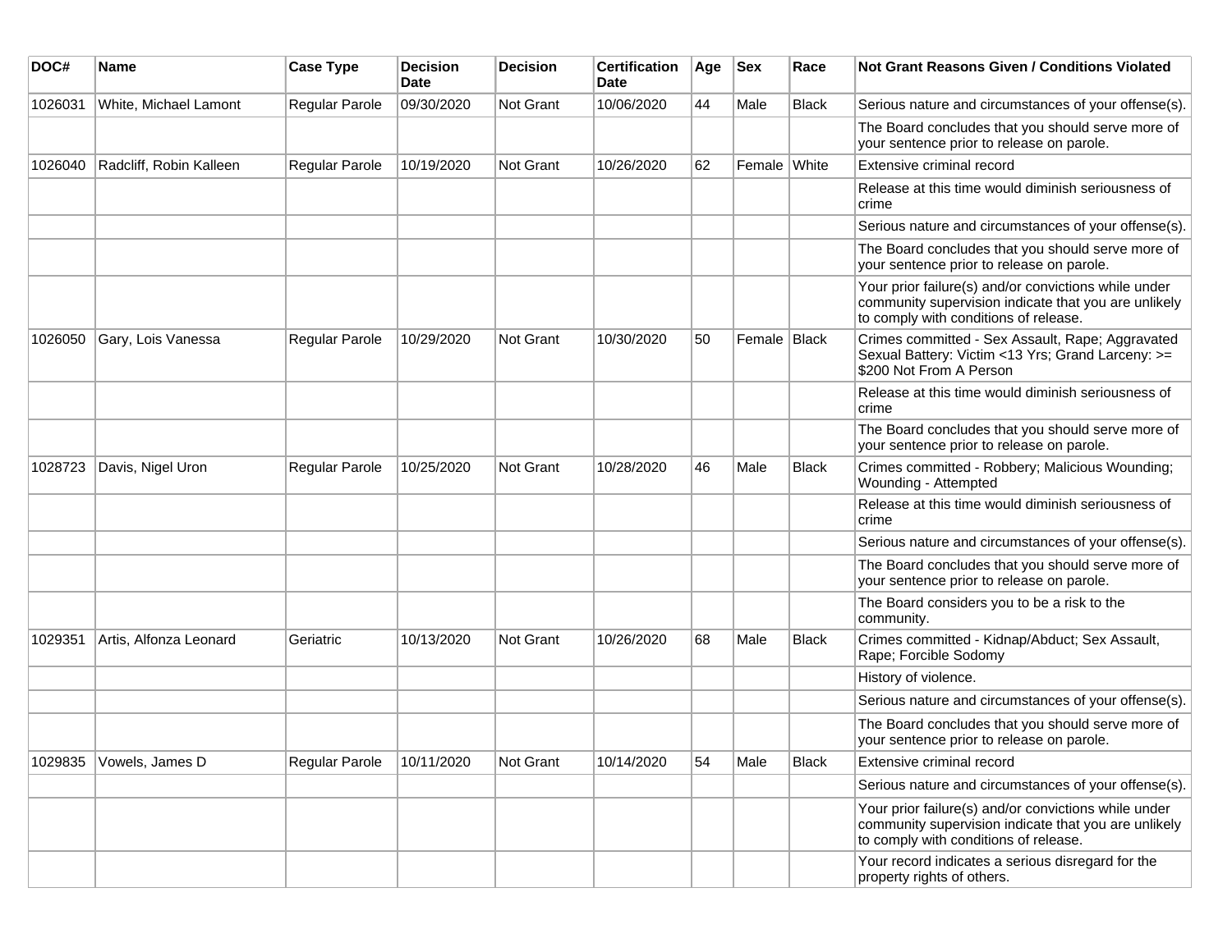| DOC# | Name | Case Type | Decision Date | Decision | Certification Date | Age | Sex | Race | Not Grant Reasons Given / Conditions Violated |
|---|---|---|---|---|---|---|---|---|---|
| 1026031 | White, Michael Lamont | Regular Parole | 09/30/2020 | Not Grant | 10/06/2020 | 44 | Male | Black | Serious nature and circumstances of your offense(s). |
| | | | | | | | | | The Board concludes that you should serve more of your sentence prior to release on parole. |
| 1026040 | Radcliff, Robin Kalleen | Regular Parole | 10/19/2020 | Not Grant | 10/26/2020 | 62 | Female | White | Extensive criminal record |
| | | | | | | | | | Release at this time would diminish seriousness of crime |
| | | | | | | | | | Serious nature and circumstances of your offense(s). |
| | | | | | | | | | The Board concludes that you should serve more of your sentence prior to release on parole. |
| | | | | | | | | | Your prior failure(s) and/or convictions while under community supervision indicate that you are unlikely to comply with conditions of release. |
| 1026050 | Gary, Lois Vanessa | Regular Parole | 10/29/2020 | Not Grant | 10/30/2020 | 50 | Female | Black | Crimes committed - Sex Assault, Rape; Aggravated Sexual Battery: Victim <13 Yrs; Grand Larceny: >= $200 Not From A Person |
| | | | | | | | | | Release at this time would diminish seriousness of crime |
| | | | | | | | | | The Board concludes that you should serve more of your sentence prior to release on parole. |
| 1028723 | Davis, Nigel Uron | Regular Parole | 10/25/2020 | Not Grant | 10/28/2020 | 46 | Male | Black | Crimes committed - Robbery; Malicious Wounding; Wounding - Attempted |
| | | | | | | | | | Release at this time would diminish seriousness of crime |
| | | | | | | | | | Serious nature and circumstances of your offense(s). |
| | | | | | | | | | The Board concludes that you should serve more of your sentence prior to release on parole. |
| | | | | | | | | | The Board considers you to be a risk to the community. |
| 1029351 | Artis, Alfonza Leonard | Geriatric | 10/13/2020 | Not Grant | 10/26/2020 | 68 | Male | Black | Crimes committed - Kidnap/Abduct; Sex Assault, Rape; Forcible Sodomy |
| | | | | | | | | | History of violence. |
| | | | | | | | | | Serious nature and circumstances of your offense(s). |
| | | | | | | | | | The Board concludes that you should serve more of your sentence prior to release on parole. |
| 1029835 | Vowels, James D | Regular Parole | 10/11/2020 | Not Grant | 10/14/2020 | 54 | Male | Black | Extensive criminal record |
| | | | | | | | | | Serious nature and circumstances of your offense(s). |
| | | | | | | | | | Your prior failure(s) and/or convictions while under community supervision indicate that you are unlikely to comply with conditions of release. |
| | | | | | | | | | Your record indicates a serious disregard for the property rights of others. |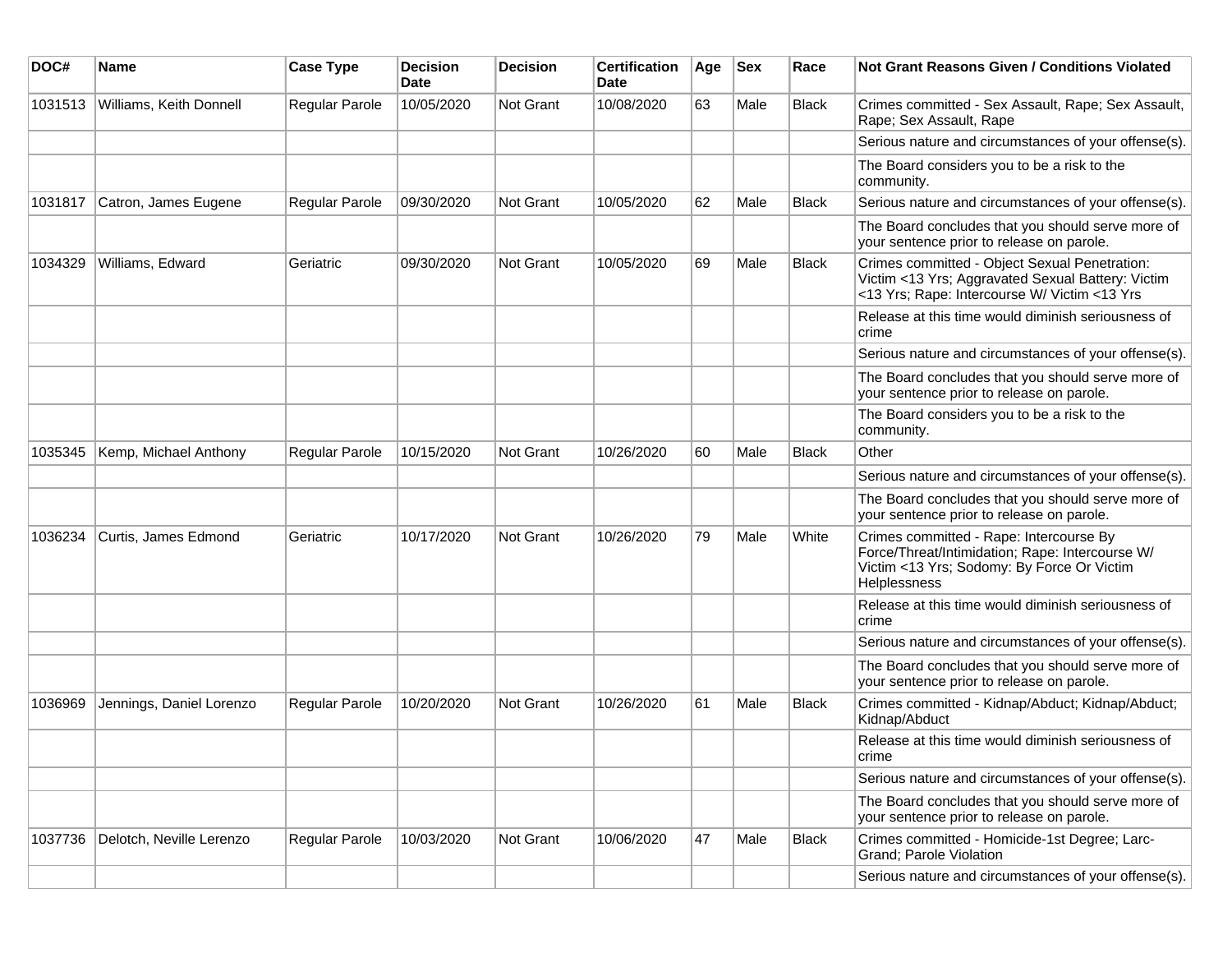| DOC# | Name | Case Type | Decision Date | Decision | Certification Date | Age | Sex | Race | Not Grant Reasons Given / Conditions Violated |
|---|---|---|---|---|---|---|---|---|---|
| 1031513 | Williams, Keith Donnell | Regular Parole | 10/05/2020 | Not Grant | 10/08/2020 | 63 | Male | Black | Crimes committed - Sex Assault, Rape; Sex Assault, Rape; Sex Assault, Rape |
| | | | | | | | | | Serious nature and circumstances of your offense(s). |
| | | | | | | | | | The Board considers you to be a risk to the community. |
| 1031817 | Catron, James Eugene | Regular Parole | 09/30/2020 | Not Grant | 10/05/2020 | 62 | Male | Black | Serious nature and circumstances of your offense(s). |
| | | | | | | | | | The Board concludes that you should serve more of your sentence prior to release on parole. |
| 1034329 | Williams, Edward | Geriatric | 09/30/2020 | Not Grant | 10/05/2020 | 69 | Male | Black | Crimes committed - Object Sexual Penetration: Victim <13 Yrs; Aggravated Sexual Battery: Victim <13 Yrs; Rape: Intercourse W/ Victim <13 Yrs |
| | | | | | | | | | Release at this time would diminish seriousness of crime |
| | | | | | | | | | Serious nature and circumstances of your offense(s). |
| | | | | | | | | | The Board concludes that you should serve more of your sentence prior to release on parole. |
| | | | | | | | | | The Board considers you to be a risk to the community. |
| 1035345 | Kemp, Michael Anthony | Regular Parole | 10/15/2020 | Not Grant | 10/26/2020 | 60 | Male | Black | Other |
| | | | | | | | | | Serious nature and circumstances of your offense(s). |
| | | | | | | | | | The Board concludes that you should serve more of your sentence prior to release on parole. |
| 1036234 | Curtis, James Edmond | Geriatric | 10/17/2020 | Not Grant | 10/26/2020 | 79 | Male | White | Crimes committed - Rape: Intercourse By Force/Threat/Intimidation; Rape: Intercourse W/ Victim <13 Yrs; Sodomy: By Force Or Victim Helplessness |
| | | | | | | | | | Release at this time would diminish seriousness of crime |
| | | | | | | | | | Serious nature and circumstances of your offense(s). |
| | | | | | | | | | The Board concludes that you should serve more of your sentence prior to release on parole. |
| 1036969 | Jennings, Daniel Lorenzo | Regular Parole | 10/20/2020 | Not Grant | 10/26/2020 | 61 | Male | Black | Crimes committed - Kidnap/Abduct; Kidnap/Abduct; Kidnap/Abduct |
| | | | | | | | | | Release at this time would diminish seriousness of crime |
| | | | | | | | | | Serious nature and circumstances of your offense(s). |
| | | | | | | | | | The Board concludes that you should serve more of your sentence prior to release on parole. |
| 1037736 | Delotch, Neville Lerenzo | Regular Parole | 10/03/2020 | Not Grant | 10/06/2020 | 47 | Male | Black | Crimes committed - Homicide-1st Degree; Larc-Grand; Parole Violation |
| | | | | | | | | | Serious nature and circumstances of your offense(s). |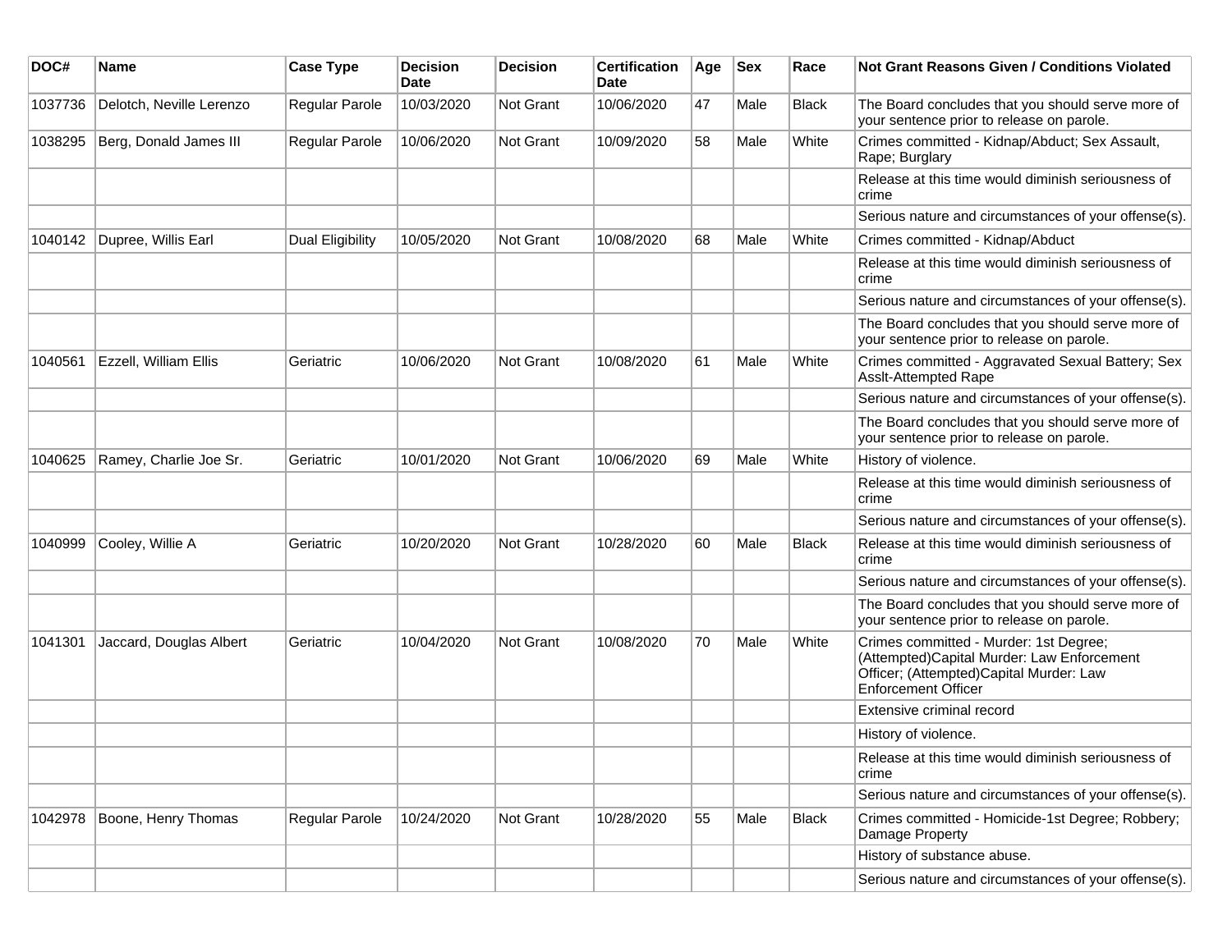| DOC# | Name | Case Type | Decision Date | Decision | Certification Date | Age | Sex | Race | Not Grant Reasons Given / Conditions Violated |
|---|---|---|---|---|---|---|---|---|---|
| 1037736 | Delotch, Neville Lerenzo | Regular Parole | 10/03/2020 | Not Grant | 10/06/2020 | 47 | Male | Black | The Board concludes that you should serve more of your sentence prior to release on parole. |
| 1038295 | Berg, Donald James III | Regular Parole | 10/06/2020 | Not Grant | 10/09/2020 | 58 | Male | White | Crimes committed - Kidnap/Abduct; Sex Assault, Rape; Burglary |
| | | | | | | | | | Release at this time would diminish seriousness of crime |
| | | | | | | | | | Serious nature and circumstances of your offense(s). |
| 1040142 | Dupree, Willis Earl | Dual Eligibility | 10/05/2020 | Not Grant | 10/08/2020 | 68 | Male | White | Crimes committed - Kidnap/Abduct |
| | | | | | | | | | Release at this time would diminish seriousness of crime |
| | | | | | | | | | Serious nature and circumstances of your offense(s). |
| | | | | | | | | | The Board concludes that you should serve more of your sentence prior to release on parole. |
| 1040561 | Ezzell, William Ellis | Geriatric | 10/06/2020 | Not Grant | 10/08/2020 | 61 | Male | White | Crimes committed - Aggravated Sexual Battery; Sex Asslt-Attempted Rape |
| | | | | | | | | | Serious nature and circumstances of your offense(s). |
| | | | | | | | | | The Board concludes that you should serve more of your sentence prior to release on parole. |
| 1040625 | Ramey, Charlie Joe Sr. | Geriatric | 10/01/2020 | Not Grant | 10/06/2020 | 69 | Male | White | History of violence. |
| | | | | | | | | | Release at this time would diminish seriousness of crime |
| | | | | | | | | | Serious nature and circumstances of your offense(s). |
| 1040999 | Cooley, Willie A | Geriatric | 10/20/2020 | Not Grant | 10/28/2020 | 60 | Male | Black | Release at this time would diminish seriousness of crime |
| | | | | | | | | | Serious nature and circumstances of your offense(s). |
| | | | | | | | | | The Board concludes that you should serve more of your sentence prior to release on parole. |
| 1041301 | Jaccard, Douglas Albert | Geriatric | 10/04/2020 | Not Grant | 10/08/2020 | 70 | Male | White | Crimes committed - Murder: 1st Degree; (Attempted)Capital Murder: Law Enforcement Officer; (Attempted)Capital Murder: Law Enforcement Officer |
| | | | | | | | | | Extensive criminal record |
| | | | | | | | | | History of violence. |
| | | | | | | | | | Release at this time would diminish seriousness of crime |
| | | | | | | | | | Serious nature and circumstances of your offense(s). |
| 1042978 | Boone, Henry Thomas | Regular Parole | 10/24/2020 | Not Grant | 10/28/2020 | 55 | Male | Black | Crimes committed - Homicide-1st Degree; Robbery; Damage Property |
| | | | | | | | | | History of substance abuse. |
| | | | | | | | | | Serious nature and circumstances of your offense(s). |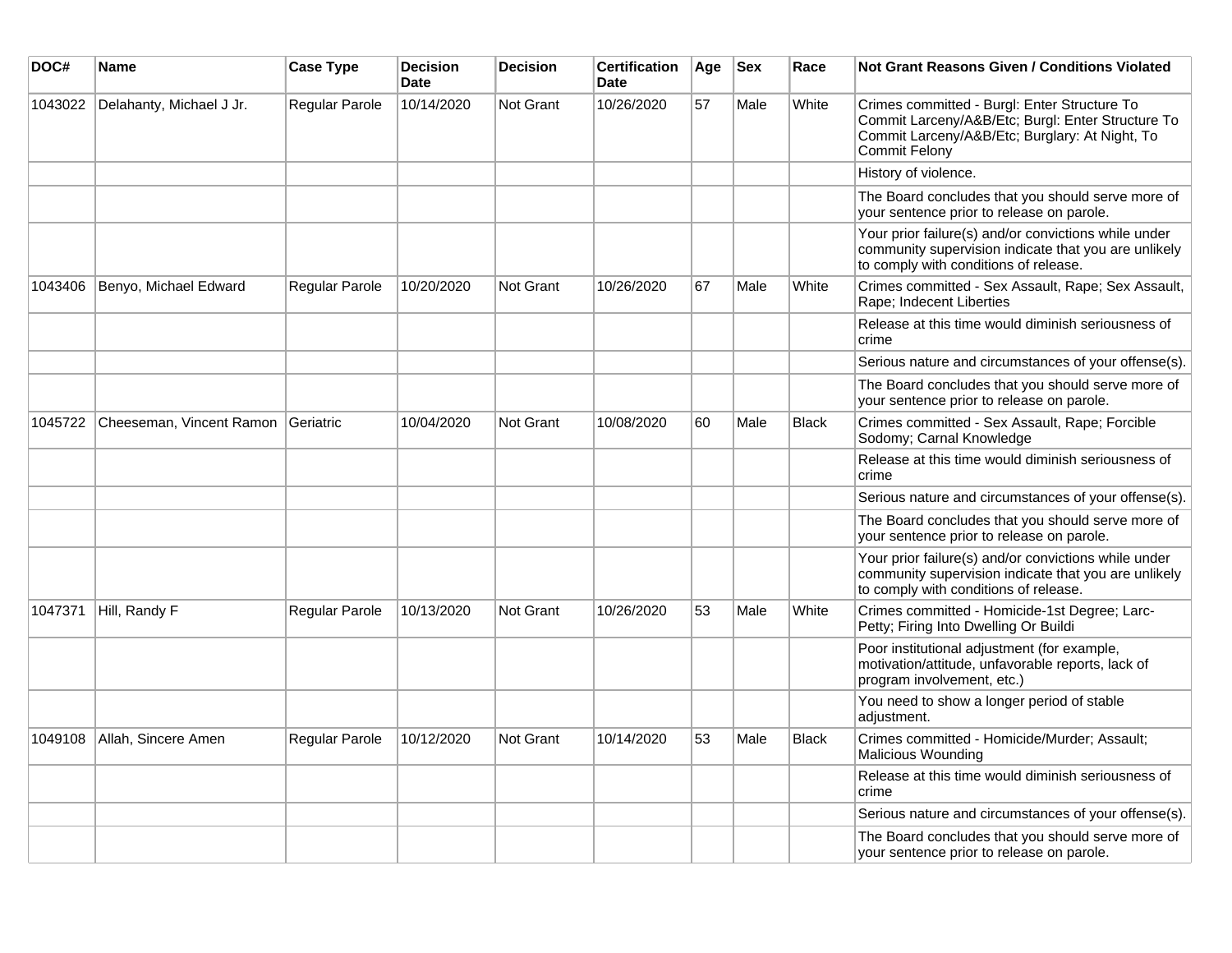| DOC# | Name | Case Type | Decision Date | Decision | Certification Date | Age | Sex | Race | Not Grant Reasons Given / Conditions Violated |
|---|---|---|---|---|---|---|---|---|---|
| 1043022 | Delahanty, Michael J Jr. | Regular Parole | 10/14/2020 | Not Grant | 10/26/2020 | 57 | Male | White | Crimes committed - Burgl: Enter Structure To Commit Larceny/A&B/Etc; Burgl: Enter Structure To Commit Larceny/A&B/Etc; Burglary: At Night, To Commit Felony |
| | | | | | | | | | History of violence. |
| | | | | | | | | | The Board concludes that you should serve more of your sentence prior to release on parole. |
| | | | | | | | | | Your prior failure(s) and/or convictions while under community supervision indicate that you are unlikely to comply with conditions of release. |
| 1043406 | Benyo, Michael Edward | Regular Parole | 10/20/2020 | Not Grant | 10/26/2020 | 67 | Male | White | Crimes committed - Sex Assault, Rape; Sex Assault, Rape; Indecent Liberties |
| | | | | | | | | | Release at this time would diminish seriousness of crime |
| | | | | | | | | | Serious nature and circumstances of your offense(s). |
| | | | | | | | | | The Board concludes that you should serve more of your sentence prior to release on parole. |
| 1045722 | Cheeseman, Vincent Ramon | Geriatric | 10/04/2020 | Not Grant | 10/08/2020 | 60 | Male | Black | Crimes committed - Sex Assault, Rape; Forcible Sodomy; Carnal Knowledge |
| | | | | | | | | | Release at this time would diminish seriousness of crime |
| | | | | | | | | | Serious nature and circumstances of your offense(s). |
| | | | | | | | | | The Board concludes that you should serve more of your sentence prior to release on parole. |
| | | | | | | | | | Your prior failure(s) and/or convictions while under community supervision indicate that you are unlikely to comply with conditions of release. |
| 1047371 | Hill, Randy F | Regular Parole | 10/13/2020 | Not Grant | 10/26/2020 | 53 | Male | White | Crimes committed - Homicide-1st Degree; Larc-Petty; Firing Into Dwelling Or Buildi |
| | | | | | | | | | Poor institutional adjustment (for example, motivation/attitude, unfavorable reports, lack of program involvement, etc.) |
| | | | | | | | | | You need to show a longer period of stable adjustment. |
| 1049108 | Allah, Sincere Amen | Regular Parole | 10/12/2020 | Not Grant | 10/14/2020 | 53 | Male | Black | Crimes committed - Homicide/Murder; Assault; Malicious Wounding |
| | | | | | | | | | Release at this time would diminish seriousness of crime |
| | | | | | | | | | Serious nature and circumstances of your offense(s). |
| | | | | | | | | | The Board concludes that you should serve more of your sentence prior to release on parole. |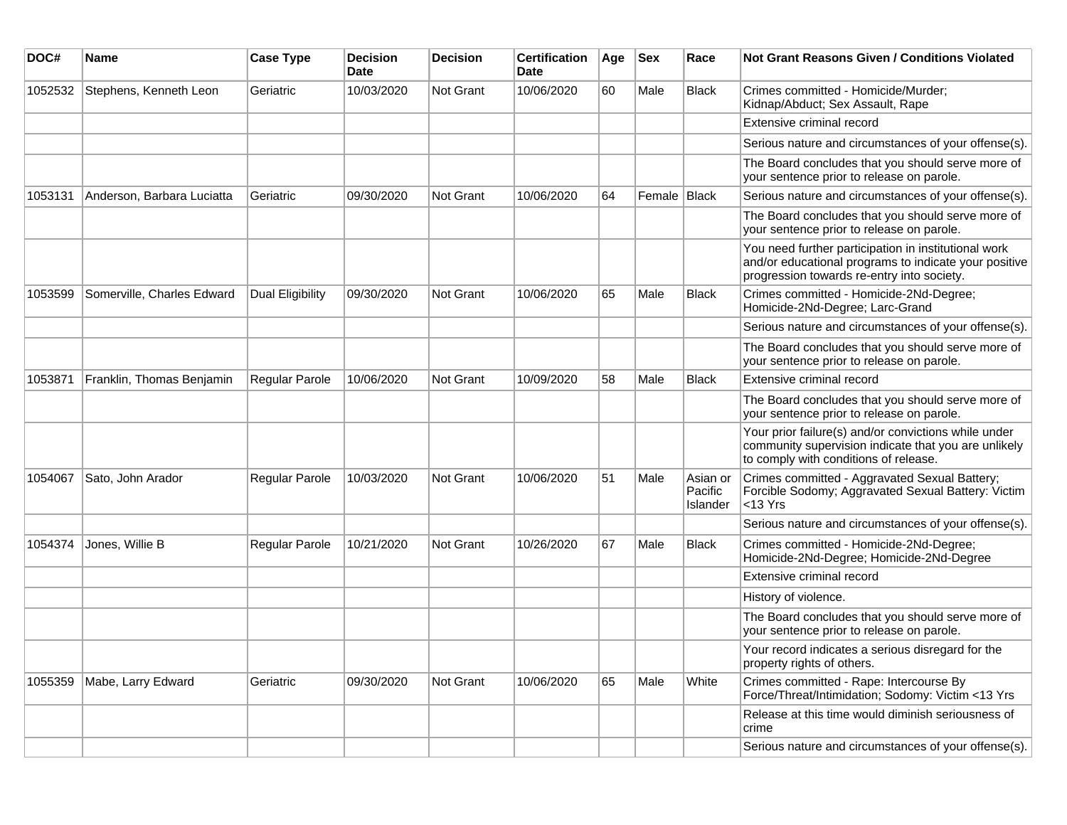| DOC# | Name | Case Type | Decision Date | Decision | Certification Date | Age | Sex | Race | Not Grant Reasons Given / Conditions Violated |
|---|---|---|---|---|---|---|---|---|---|
| 1052532 | Stephens, Kenneth Leon | Geriatric | 10/03/2020 | Not Grant | 10/06/2020 | 60 | Male | Black | Crimes committed - Homicide/Murder; Kidnap/Abduct; Sex Assault, Rape |
| | | | | | | | | | Extensive criminal record |
| | | | | | | | | | Serious nature and circumstances of your offense(s). |
| | | | | | | | | | The Board concludes that you should serve more of your sentence prior to release on parole. |
| 1053131 | Anderson, Barbara Luciatta | Geriatric | 09/30/2020 | Not Grant | 10/06/2020 | 64 | Female | Black | Serious nature and circumstances of your offense(s). |
| | | | | | | | | | The Board concludes that you should serve more of your sentence prior to release on parole. |
| | | | | | | | | | You need further participation in institutional work and/or educational programs to indicate your positive progression towards re-entry into society. |
| 1053599 | Somerville, Charles Edward | Dual Eligibility | 09/30/2020 | Not Grant | 10/06/2020 | 65 | Male | Black | Crimes committed - Homicide-2Nd-Degree; Homicide-2Nd-Degree; Larc-Grand |
| | | | | | | | | | Serious nature and circumstances of your offense(s). |
| | | | | | | | | | The Board concludes that you should serve more of your sentence prior to release on parole. |
| 1053871 | Franklin, Thomas Benjamin | Regular Parole | 10/06/2020 | Not Grant | 10/09/2020 | 58 | Male | Black | Extensive criminal record |
| | | | | | | | | | The Board concludes that you should serve more of your sentence prior to release on parole. |
| | | | | | | | | | Your prior failure(s) and/or convictions while under community supervision indicate that you are unlikely to comply with conditions of release. |
| 1054067 | Sato, John Arador | Regular Parole | 10/03/2020 | Not Grant | 10/06/2020 | 51 | Male | Asian or Pacific Islander | Crimes committed - Aggravated Sexual Battery; Forcible Sodomy; Aggravated Sexual Battery: Victim <13 Yrs |
| | | | | | | | | | Serious nature and circumstances of your offense(s). |
| 1054374 | Jones, Willie B | Regular Parole | 10/21/2020 | Not Grant | 10/26/2020 | 67 | Male | Black | Crimes committed - Homicide-2Nd-Degree; Homicide-2Nd-Degree; Homicide-2Nd-Degree |
| | | | | | | | | | Extensive criminal record |
| | | | | | | | | | History of violence. |
| | | | | | | | | | The Board concludes that you should serve more of your sentence prior to release on parole. |
| | | | | | | | | | Your record indicates a serious disregard for the property rights of others. |
| 1055359 | Mabe, Larry Edward | Geriatric | 09/30/2020 | Not Grant | 10/06/2020 | 65 | Male | White | Crimes committed - Rape: Intercourse By Force/Threat/Intimidation; Sodomy: Victim <13 Yrs |
| | | | | | | | | | Release at this time would diminish seriousness of crime |
| | | | | | | | | | Serious nature and circumstances of your offense(s). |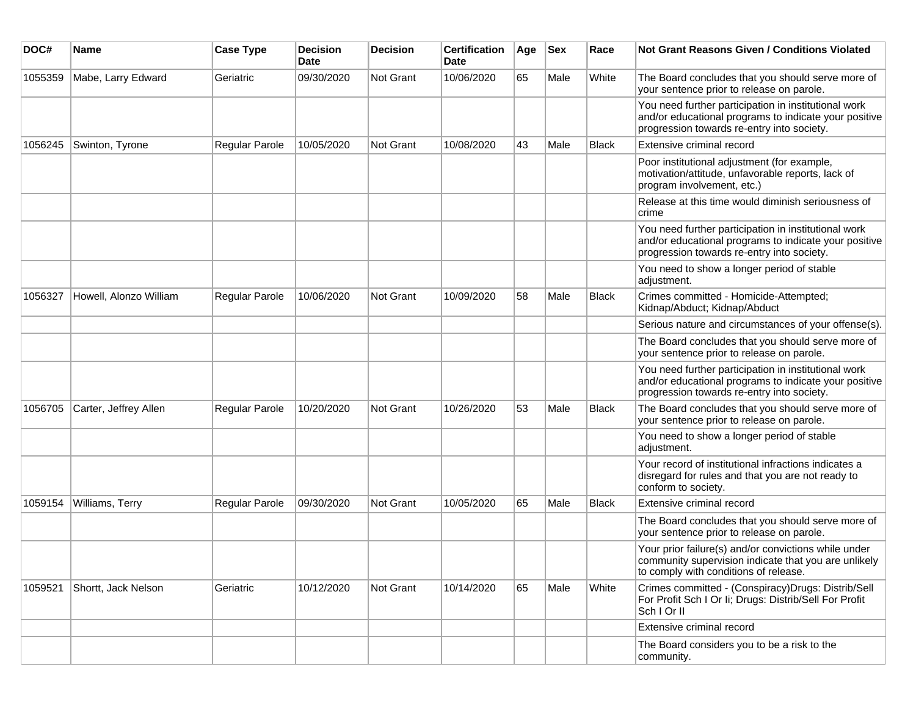| DOC# | Name | Case Type | Decision Date | Decision | Certification Date | Age | Sex | Race | Not Grant Reasons Given / Conditions Violated |
|---|---|---|---|---|---|---|---|---|---|
| 1055359 | Mabe, Larry Edward | Geriatric | 09/30/2020 | Not Grant | 10/06/2020 | 65 | Male | White | The Board concludes that you should serve more of your sentence prior to release on parole. |
| | | | | | | | | | You need further participation in institutional work and/or educational programs to indicate your positive progression towards re-entry into society. |
| 1056245 | Swinton, Tyrone | Regular Parole | 10/05/2020 | Not Grant | 10/08/2020 | 43 | Male | Black | Extensive criminal record |
| | | | | | | | | | Poor institutional adjustment (for example, motivation/attitude, unfavorable reports, lack of program involvement, etc.) |
| | | | | | | | | | Release at this time would diminish seriousness of crime |
| | | | | | | | | | You need further participation in institutional work and/or educational programs to indicate your positive progression towards re-entry into society. |
| | | | | | | | | | You need to show a longer period of stable adjustment. |
| 1056327 | Howell, Alonzo William | Regular Parole | 10/06/2020 | Not Grant | 10/09/2020 | 58 | Male | Black | Crimes committed - Homicide-Attempted; Kidnap/Abduct; Kidnap/Abduct |
| | | | | | | | | | Serious nature and circumstances of your offense(s). |
| | | | | | | | | | The Board concludes that you should serve more of your sentence prior to release on parole. |
| | | | | | | | | | You need further participation in institutional work and/or educational programs to indicate your positive progression towards re-entry into society. |
| 1056705 | Carter, Jeffrey Allen | Regular Parole | 10/20/2020 | Not Grant | 10/26/2020 | 53 | Male | Black | The Board concludes that you should serve more of your sentence prior to release on parole. |
| | | | | | | | | | You need to show a longer period of stable adjustment. |
| | | | | | | | | | Your record of institutional infractions indicates a disregard for rules and that you are not ready to conform to society. |
| 1059154 | Williams, Terry | Regular Parole | 09/30/2020 | Not Grant | 10/05/2020 | 65 | Male | Black | Extensive criminal record |
| | | | | | | | | | The Board concludes that you should serve more of your sentence prior to release on parole. |
| | | | | | | | | | Your prior failure(s) and/or convictions while under community supervision indicate that you are unlikely to comply with conditions of release. |
| 1059521 | Shortt, Jack Nelson | Geriatric | 10/12/2020 | Not Grant | 10/14/2020 | 65 | Male | White | Crimes committed - (Conspiracy)Drugs: Distrib/Sell For Profit Sch I Or Ii; Drugs: Distrib/Sell For Profit Sch I Or II |
| | | | | | | | | | Extensive criminal record |
| | | | | | | | | | The Board considers you to be a risk to the community. |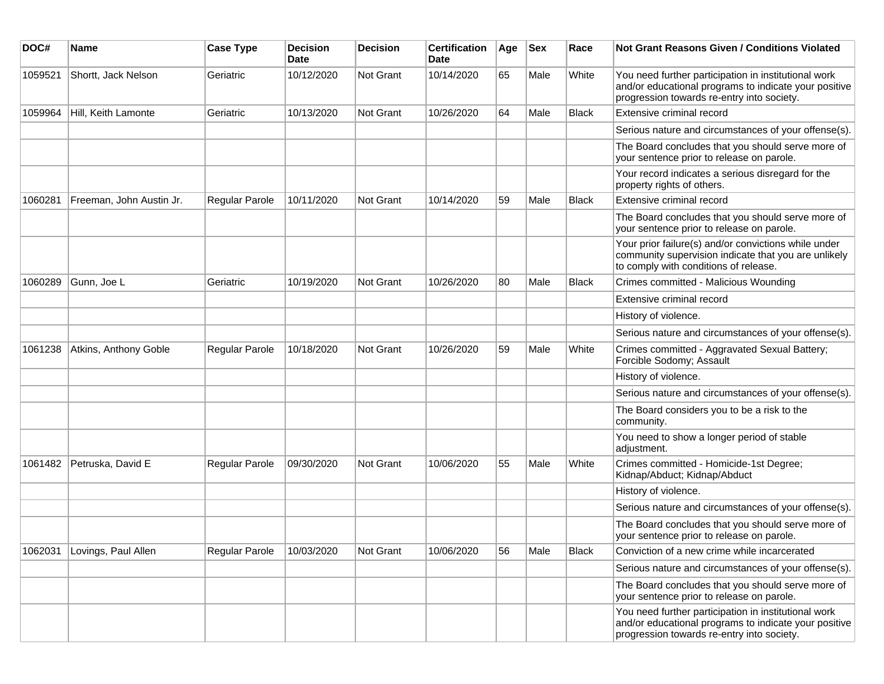| DOC# | Name | Case Type | Decision Date | Decision | Certification Date | Age | Sex | Race | Not Grant Reasons Given / Conditions Violated |
|---|---|---|---|---|---|---|---|---|---|
| 1059521 | Shortt, Jack Nelson | Geriatric | 10/12/2020 | Not Grant | 10/14/2020 | 65 | Male | White | You need further participation in institutional work and/or educational programs to indicate your positive progression towards re-entry into society. |
| 1059964 | Hill, Keith Lamonte | Geriatric | 10/13/2020 | Not Grant | 10/26/2020 | 64 | Male | Black | Extensive criminal record |
| | | | | | | | | | Serious nature and circumstances of your offense(s). |
| | | | | | | | | | The Board concludes that you should serve more of your sentence prior to release on parole. |
| | | | | | | | | | Your record indicates a serious disregard for the property rights of others. |
| 1060281 | Freeman, John Austin Jr. | Regular Parole | 10/11/2020 | Not Grant | 10/14/2020 | 59 | Male | Black | Extensive criminal record |
| | | | | | | | | | The Board concludes that you should serve more of your sentence prior to release on parole. |
| | | | | | | | | | Your prior failure(s) and/or convictions while under community supervision indicate that you are unlikely to comply with conditions of release. |
| 1060289 | Gunn, Joe L | Geriatric | 10/19/2020 | Not Grant | 10/26/2020 | 80 | Male | Black | Crimes committed - Malicious Wounding |
| | | | | | | | | | Extensive criminal record |
| | | | | | | | | | History of violence. |
| | | | | | | | | | Serious nature and circumstances of your offense(s). |
| 1061238 | Atkins, Anthony Goble | Regular Parole | 10/18/2020 | Not Grant | 10/26/2020 | 59 | Male | White | Crimes committed - Aggravated Sexual Battery; Forcible Sodomy; Assault |
| | | | | | | | | | History of violence. |
| | | | | | | | | | Serious nature and circumstances of your offense(s). |
| | | | | | | | | | The Board considers you to be a risk to the community. |
| | | | | | | | | | You need to show a longer period of stable adjustment. |
| 1061482 | Petruska, David E | Regular Parole | 09/30/2020 | Not Grant | 10/06/2020 | 55 | Male | White | Crimes committed - Homicide-1st Degree; Kidnap/Abduct; Kidnap/Abduct |
| | | | | | | | | | History of violence. |
| | | | | | | | | | Serious nature and circumstances of your offense(s). |
| | | | | | | | | | The Board concludes that you should serve more of your sentence prior to release on parole. |
| 1062031 | Lovings, Paul Allen | Regular Parole | 10/03/2020 | Not Grant | 10/06/2020 | 56 | Male | Black | Conviction of a new crime while incarcerated |
| | | | | | | | | | Serious nature and circumstances of your offense(s). |
| | | | | | | | | | The Board concludes that you should serve more of your sentence prior to release on parole. |
| | | | | | | | | | You need further participation in institutional work and/or educational programs to indicate your positive progression towards re-entry into society. |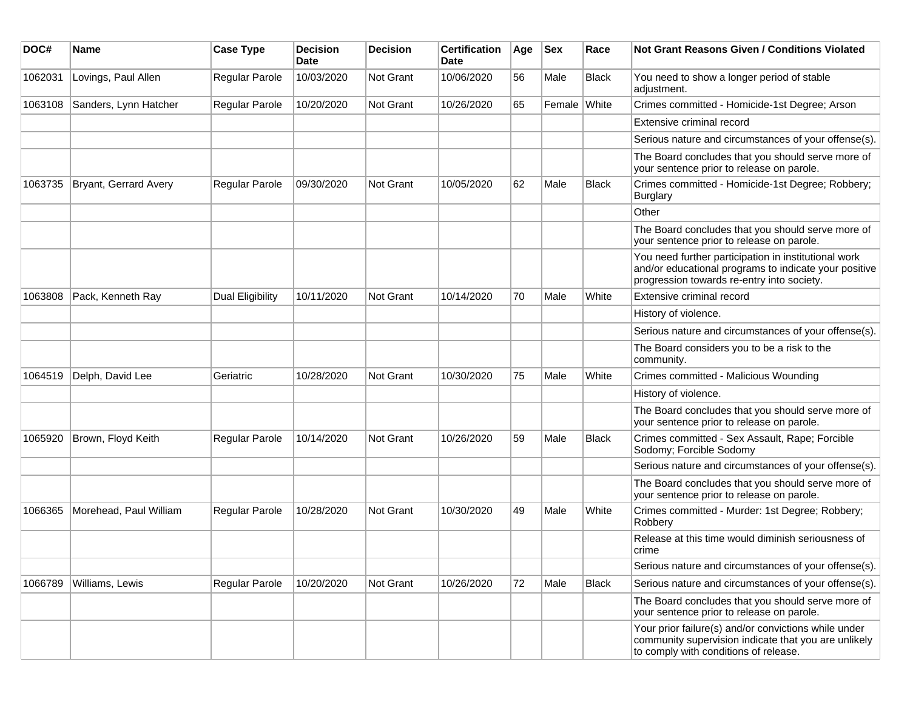| DOC# | Name | Case Type | Decision Date | Decision | Certification Date | Age | Sex | Race | Not Grant Reasons Given / Conditions Violated |
|---|---|---|---|---|---|---|---|---|---|
| 1062031 | Lovings, Paul Allen | Regular Parole | 10/03/2020 | Not Grant | 10/06/2020 | 56 | Male | Black | You need to show a longer period of stable adjustment. |
| 1063108 | Sanders, Lynn Hatcher | Regular Parole | 10/20/2020 | Not Grant | 10/26/2020 | 65 | Female | White | Crimes committed - Homicide-1st Degree; Arson |
| | | | | | | | | | Extensive criminal record |
| | | | | | | | | | Serious nature and circumstances of your offense(s). |
| | | | | | | | | | The Board concludes that you should serve more of your sentence prior to release on parole. |
| 1063735 | Bryant, Gerrard Avery | Regular Parole | 09/30/2020 | Not Grant | 10/05/2020 | 62 | Male | Black | Crimes committed - Homicide-1st Degree; Robbery; Burglary |
| | | | | | | | | | Other |
| | | | | | | | | | The Board concludes that you should serve more of your sentence prior to release on parole. |
| | | | | | | | | | You need further participation in institutional work and/or educational programs to indicate your positive progression towards re-entry into society. |
| 1063808 | Pack, Kenneth Ray | Dual Eligibility | 10/11/2020 | Not Grant | 10/14/2020 | 70 | Male | White | Extensive criminal record |
| | | | | | | | | | History of violence. |
| | | | | | | | | | Serious nature and circumstances of your offense(s). |
| | | | | | | | | | The Board considers you to be a risk to the community. |
| 1064519 | Delph, David Lee | Geriatric | 10/28/2020 | Not Grant | 10/30/2020 | 75 | Male | White | Crimes committed - Malicious Wounding |
| | | | | | | | | | History of violence. |
| | | | | | | | | | The Board concludes that you should serve more of your sentence prior to release on parole. |
| 1065920 | Brown, Floyd Keith | Regular Parole | 10/14/2020 | Not Grant | 10/26/2020 | 59 | Male | Black | Crimes committed - Sex Assault, Rape; Forcible Sodomy; Forcible Sodomy |
| | | | | | | | | | Serious nature and circumstances of your offense(s). |
| | | | | | | | | | The Board concludes that you should serve more of your sentence prior to release on parole. |
| 1066365 | Morehead, Paul William | Regular Parole | 10/28/2020 | Not Grant | 10/30/2020 | 49 | Male | White | Crimes committed - Murder: 1st Degree; Robbery; Robbery |
| | | | | | | | | | Release at this time would diminish seriousness of crime |
| | | | | | | | | | Serious nature and circumstances of your offense(s). |
| 1066789 | Williams, Lewis | Regular Parole | 10/20/2020 | Not Grant | 10/26/2020 | 72 | Male | Black | Serious nature and circumstances of your offense(s). |
| | | | | | | | | | The Board concludes that you should serve more of your sentence prior to release on parole. |
| | | | | | | | | | Your prior failure(s) and/or convictions while under community supervision indicate that you are unlikely to comply with conditions of release. |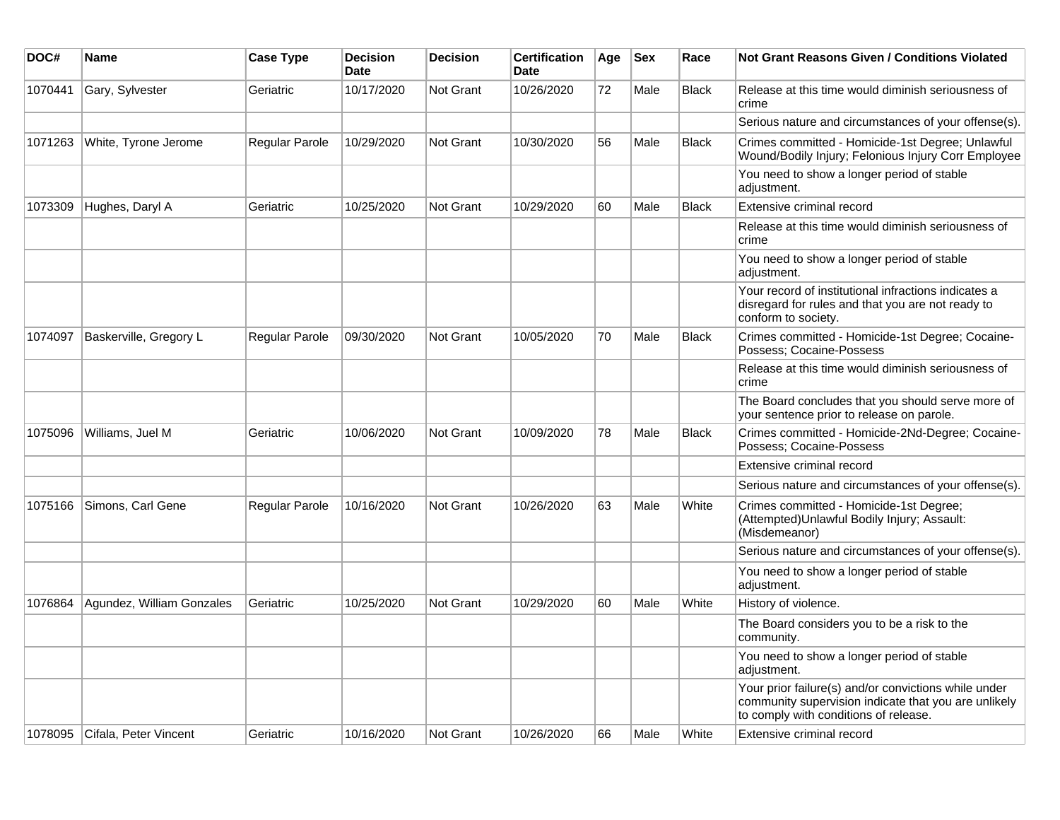| DOC# | Name | Case Type | Decision Date | Decision | Certification Date | Age | Sex | Race | Not Grant Reasons Given / Conditions Violated |
|---|---|---|---|---|---|---|---|---|---|
| 1070441 | Gary, Sylvester | Geriatric | 10/17/2020 | Not Grant | 10/26/2020 | 72 | Male | Black | Release at this time would diminish seriousness of crime |
| | | | | | | | | | Serious nature and circumstances of your offense(s). |
| 1071263 | White, Tyrone Jerome | Regular Parole | 10/29/2020 | Not Grant | 10/30/2020 | 56 | Male | Black | Crimes committed - Homicide-1st Degree; Unlawful Wound/Bodily Injury; Felonious Injury Corr Employee |
| | | | | | | | | | You need to show a longer period of stable adjustment. |
| 1073309 | Hughes, Daryl A | Geriatric | 10/25/2020 | Not Grant | 10/29/2020 | 60 | Male | Black | Extensive criminal record |
| | | | | | | | | | Release at this time would diminish seriousness of crime |
| | | | | | | | | | You need to show a longer period of stable adjustment. |
| | | | | | | | | | Your record of institutional infractions indicates a disregard for rules and that you are not ready to conform to society. |
| 1074097 | Baskerville, Gregory L | Regular Parole | 09/30/2020 | Not Grant | 10/05/2020 | 70 | Male | Black | Crimes committed - Homicide-1st Degree; Cocaine-Possess; Cocaine-Possess |
| | | | | | | | | | Release at this time would diminish seriousness of crime |
| | | | | | | | | | The Board concludes that you should serve more of your sentence prior to release on parole. |
| 1075096 | Williams, Juel M | Geriatric | 10/06/2020 | Not Grant | 10/09/2020 | 78 | Male | Black | Crimes committed - Homicide-2Nd-Degree; Cocaine-Possess; Cocaine-Possess |
| | | | | | | | | | Extensive criminal record |
| | | | | | | | | | Serious nature and circumstances of your offense(s). |
| 1075166 | Simons, Carl Gene | Regular Parole | 10/16/2020 | Not Grant | 10/26/2020 | 63 | Male | White | Crimes committed - Homicide-1st Degree; (Attempted)Unlawful Bodily Injury; Assault: (Misdemeanor) |
| | | | | | | | | | Serious nature and circumstances of your offense(s). |
| | | | | | | | | | You need to show a longer period of stable adjustment. |
| 1076864 | Agundez, William Gonzales | Geriatric | 10/25/2020 | Not Grant | 10/29/2020 | 60 | Male | White | History of violence. |
| | | | | | | | | | The Board considers you to be a risk to the community. |
| | | | | | | | | | You need to show a longer period of stable adjustment. |
| | | | | | | | | | Your prior failure(s) and/or convictions while under community supervision indicate that you are unlikely to comply with conditions of release. |
| 1078095 | Cifala, Peter Vincent | Geriatric | 10/16/2020 | Not Grant | 10/26/2020 | 66 | Male | White | Extensive criminal record |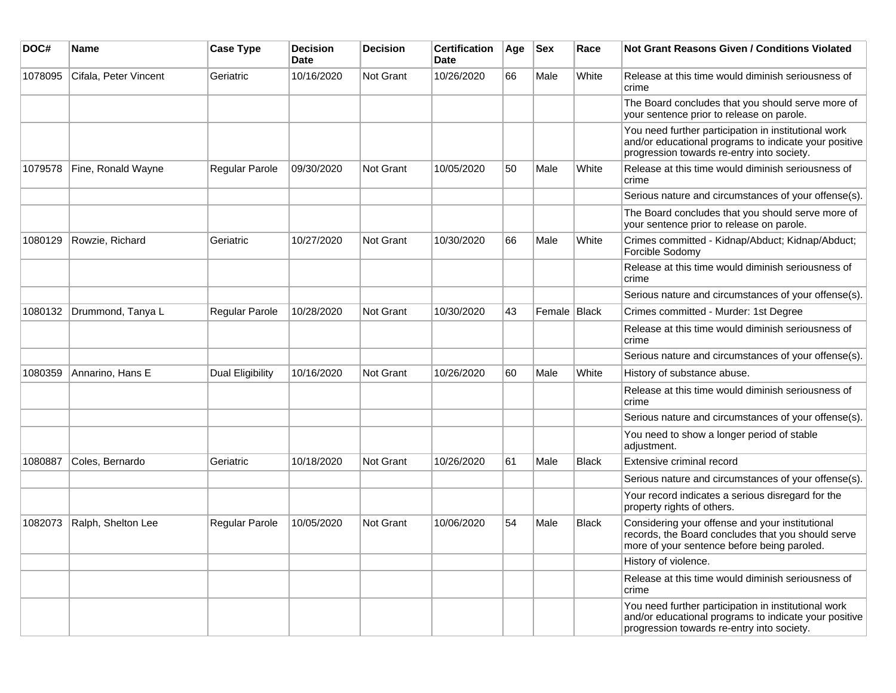| DOC# | Name | Case Type | Decision Date | Decision | Certification Date | Age | Sex | Race | Not Grant Reasons Given / Conditions Violated |
|---|---|---|---|---|---|---|---|---|---|
| 1078095 | Cifala, Peter Vincent | Geriatric | 10/16/2020 | Not Grant | 10/26/2020 | 66 | Male | White | Release at this time would diminish seriousness of crime |
| | | | | | | | | | The Board concludes that you should serve more of your sentence prior to release on parole. |
| | | | | | | | | | You need further participation in institutional work and/or educational programs to indicate your positive progression towards re-entry into society. |
| 1079578 | Fine, Ronald Wayne | Regular Parole | 09/30/2020 | Not Grant | 10/05/2020 | 50 | Male | White | Release at this time would diminish seriousness of crime |
| | | | | | | | | | Serious nature and circumstances of your offense(s). |
| | | | | | | | | | The Board concludes that you should serve more of your sentence prior to release on parole. |
| 1080129 | Rowzie, Richard | Geriatric | 10/27/2020 | Not Grant | 10/30/2020 | 66 | Male | White | Crimes committed - Kidnap/Abduct; Kidnap/Abduct; Forcible Sodomy |
| | | | | | | | | | Release at this time would diminish seriousness of crime |
| | | | | | | | | | Serious nature and circumstances of your offense(s). |
| 1080132 | Drummond, Tanya L | Regular Parole | 10/28/2020 | Not Grant | 10/30/2020 | 43 | Female | Black | Crimes committed - Murder: 1st Degree |
| | | | | | | | | | Release at this time would diminish seriousness of crime |
| | | | | | | | | | Serious nature and circumstances of your offense(s). |
| 1080359 | Annarino, Hans E | Dual Eligibility | 10/16/2020 | Not Grant | 10/26/2020 | 60 | Male | White | History of substance abuse. |
| | | | | | | | | | Release at this time would diminish seriousness of crime |
| | | | | | | | | | Serious nature and circumstances of your offense(s). |
| | | | | | | | | | You need to show a longer period of stable adjustment. |
| 1080887 | Coles, Bernardo | Geriatric | 10/18/2020 | Not Grant | 10/26/2020 | 61 | Male | Black | Extensive criminal record |
| | | | | | | | | | Serious nature and circumstances of your offense(s). |
| | | | | | | | | | Your record indicates a serious disregard for the property rights of others. |
| 1082073 | Ralph, Shelton Lee | Regular Parole | 10/05/2020 | Not Grant | 10/06/2020 | 54 | Male | Black | Considering your offense and your institutional records, the Board concludes that you should serve more of your sentence before being paroled. |
| | | | | | | | | | History of violence. |
| | | | | | | | | | Release at this time would diminish seriousness of crime |
| | | | | | | | | | You need further participation in institutional work and/or educational programs to indicate your positive progression towards re-entry into society. |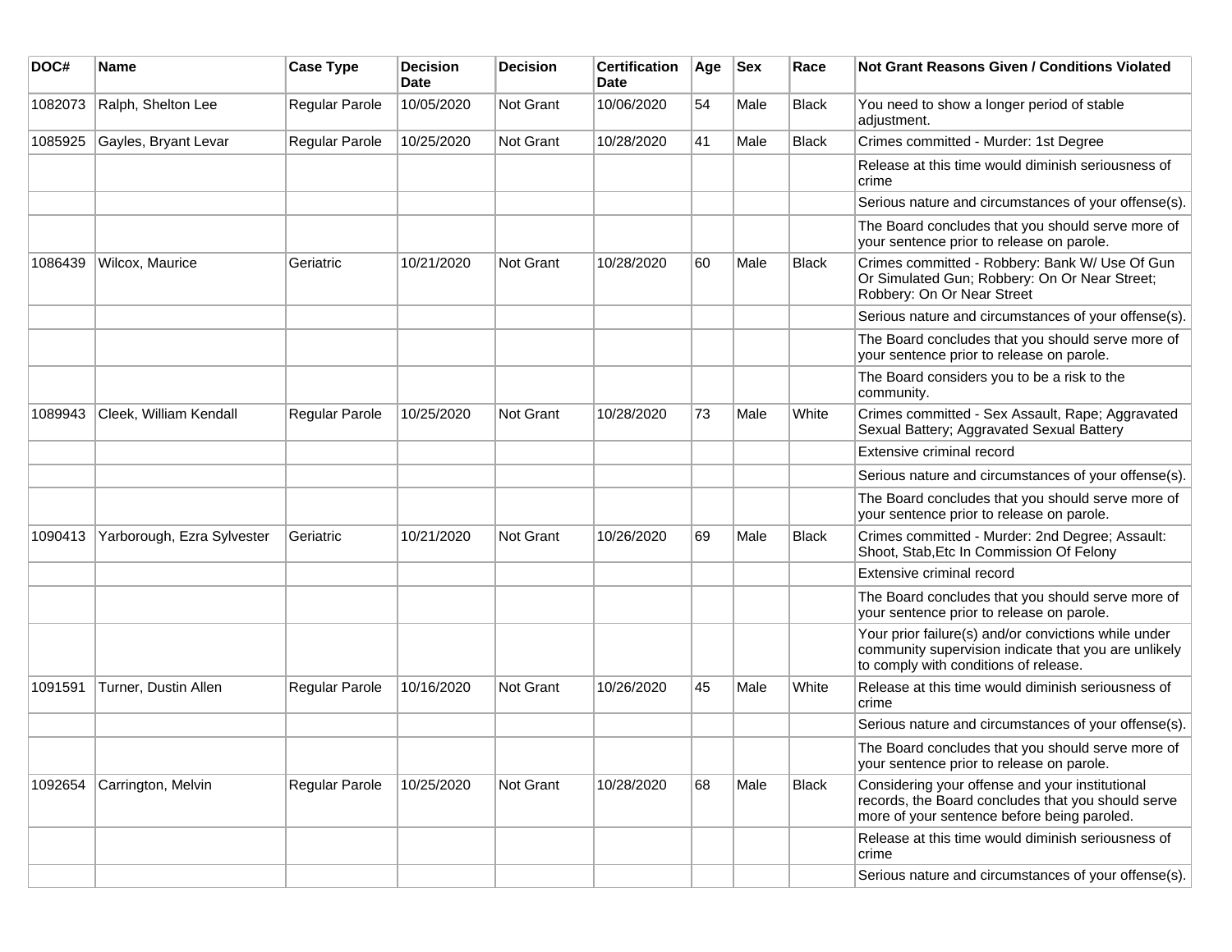| DOC# | Name | Case Type | Decision Date | Decision | Certification Date | Age | Sex | Race | Not Grant Reasons Given / Conditions Violated |
|---|---|---|---|---|---|---|---|---|---|
| 1082073 | Ralph, Shelton Lee | Regular Parole | 10/05/2020 | Not Grant | 10/06/2020 | 54 | Male | Black | You need to show a longer period of stable adjustment. |
| 1085925 | Gayles, Bryant Levar | Regular Parole | 10/25/2020 | Not Grant | 10/28/2020 | 41 | Male | Black | Crimes committed - Murder: 1st Degree |
| | | | | | | | | | Release at this time would diminish seriousness of crime |
| | | | | | | | | | Serious nature and circumstances of your offense(s). |
| | | | | | | | | | The Board concludes that you should serve more of your sentence prior to release on parole. |
| 1086439 | Wilcox, Maurice | Geriatric | 10/21/2020 | Not Grant | 10/28/2020 | 60 | Male | Black | Crimes committed - Robbery: Bank W/ Use Of Gun Or Simulated Gun; Robbery: On Or Near Street; Robbery: On Or Near Street |
| | | | | | | | | | Serious nature and circumstances of your offense(s). |
| | | | | | | | | | The Board concludes that you should serve more of your sentence prior to release on parole. |
| | | | | | | | | | The Board considers you to be a risk to the community. |
| 1089943 | Cleek, William Kendall | Regular Parole | 10/25/2020 | Not Grant | 10/28/2020 | 73 | Male | White | Crimes committed - Sex Assault, Rape; Aggravated Sexual Battery; Aggravated Sexual Battery |
| | | | | | | | | | Extensive criminal record |
| | | | | | | | | | Serious nature and circumstances of your offense(s). |
| | | | | | | | | | The Board concludes that you should serve more of your sentence prior to release on parole. |
| 1090413 | Yarborough, Ezra Sylvester | Geriatric | 10/21/2020 | Not Grant | 10/26/2020 | 69 | Male | Black | Crimes committed - Murder: 2nd Degree; Assault: Shoot, Stab,Etc In Commission Of Felony |
| | | | | | | | | | Extensive criminal record |
| | | | | | | | | | The Board concludes that you should serve more of your sentence prior to release on parole. |
| | | | | | | | | | Your prior failure(s) and/or convictions while under community supervision indicate that you are unlikely to comply with conditions of release. |
| 1091591 | Turner, Dustin Allen | Regular Parole | 10/16/2020 | Not Grant | 10/26/2020 | 45 | Male | White | Release at this time would diminish seriousness of crime |
| | | | | | | | | | Serious nature and circumstances of your offense(s). |
| | | | | | | | | | The Board concludes that you should serve more of your sentence prior to release on parole. |
| 1092654 | Carrington, Melvin | Regular Parole | 10/25/2020 | Not Grant | 10/28/2020 | 68 | Male | Black | Considering your offense and your institutional records, the Board concludes that you should serve more of your sentence before being paroled. |
| | | | | | | | | | Release at this time would diminish seriousness of crime |
| | | | | | | | | | Serious nature and circumstances of your offense(s). |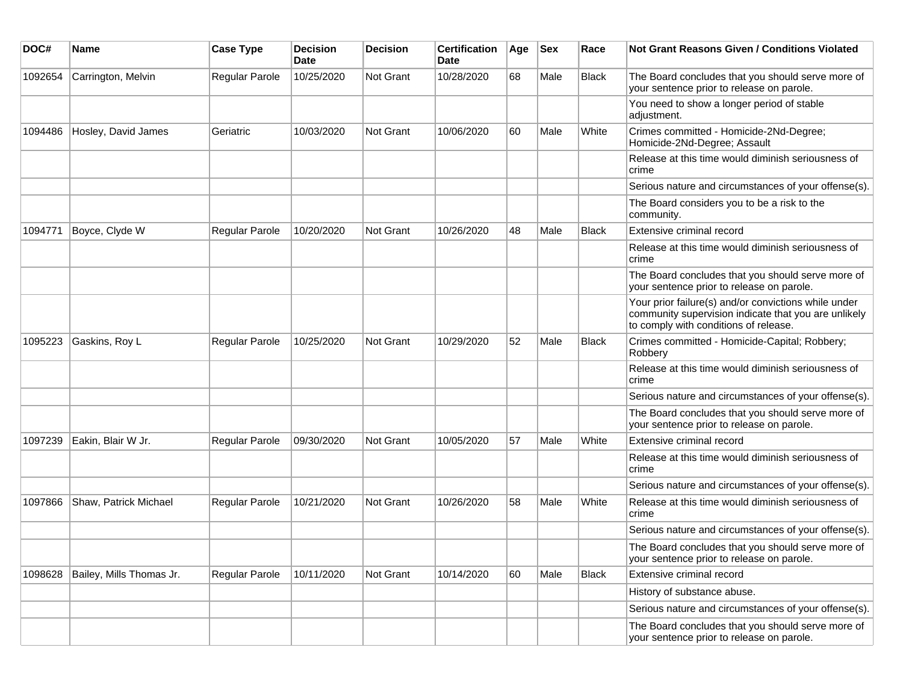| DOC# | Name | Case Type | Decision Date | Decision | Certification Date | Age | Sex | Race | Not Grant Reasons Given / Conditions Violated |
|---|---|---|---|---|---|---|---|---|---|
| 1092654 | Carrington, Melvin | Regular Parole | 10/25/2020 | Not Grant | 10/28/2020 | 68 | Male | Black | The Board concludes that you should serve more of your sentence prior to release on parole. |
| | | | | | | | | | You need to show a longer period of stable adjustment. |
| 1094486 | Hosley, David James | Geriatric | 10/03/2020 | Not Grant | 10/06/2020 | 60 | Male | White | Crimes committed - Homicide-2Nd-Degree; Homicide-2Nd-Degree; Assault |
| | | | | | | | | | Release at this time would diminish seriousness of crime |
| | | | | | | | | | Serious nature and circumstances of your offense(s). |
| | | | | | | | | | The Board considers you to be a risk to the community. |
| 1094771 | Boyce, Clyde W | Regular Parole | 10/20/2020 | Not Grant | 10/26/2020 | 48 | Male | Black | Extensive criminal record |
| | | | | | | | | | Release at this time would diminish seriousness of crime |
| | | | | | | | | | The Board concludes that you should serve more of your sentence prior to release on parole. |
| | | | | | | | | | Your prior failure(s) and/or convictions while under community supervision indicate that you are unlikely to comply with conditions of release. |
| 1095223 | Gaskins, Roy L | Regular Parole | 10/25/2020 | Not Grant | 10/29/2020 | 52 | Male | Black | Crimes committed - Homicide-Capital; Robbery; Robbery |
| | | | | | | | | | Release at this time would diminish seriousness of crime |
| | | | | | | | | | Serious nature and circumstances of your offense(s). |
| | | | | | | | | | The Board concludes that you should serve more of your sentence prior to release on parole. |
| 1097239 | Eakin, Blair W Jr. | Regular Parole | 09/30/2020 | Not Grant | 10/05/2020 | 57 | Male | White | Extensive criminal record |
| | | | | | | | | | Release at this time would diminish seriousness of crime |
| | | | | | | | | | Serious nature and circumstances of your offense(s). |
| 1097866 | Shaw, Patrick Michael | Regular Parole | 10/21/2020 | Not Grant | 10/26/2020 | 58 | Male | White | Release at this time would diminish seriousness of crime |
| | | | | | | | | | Serious nature and circumstances of your offense(s). |
| | | | | | | | | | The Board concludes that you should serve more of your sentence prior to release on parole. |
| 1098628 | Bailey, Mills Thomas Jr. | Regular Parole | 10/11/2020 | Not Grant | 10/14/2020 | 60 | Male | Black | Extensive criminal record |
| | | | | | | | | | History of substance abuse. |
| | | | | | | | | | Serious nature and circumstances of your offense(s). |
| | | | | | | | | | The Board concludes that you should serve more of your sentence prior to release on parole. |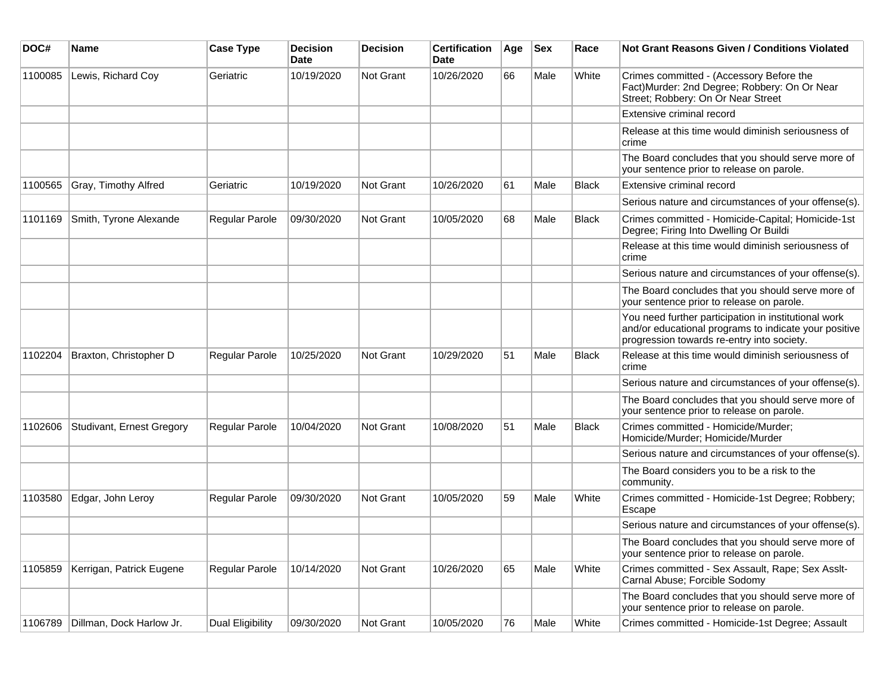| DOC# | Name | Case Type | Decision Date | Decision | Certification Date | Age | Sex | Race | Not Grant Reasons Given / Conditions Violated |
|---|---|---|---|---|---|---|---|---|---|
| 1100085 | Lewis, Richard Coy | Geriatric | 10/19/2020 | Not Grant | 10/26/2020 | 66 | Male | White | Crimes committed - (Accessory Before the Fact)Murder: 2nd Degree; Robbery: On Or Near Street; Robbery: On Or Near Street |
| | | | | | | | | | Extensive criminal record |
| | | | | | | | | | Release at this time would diminish seriousness of crime |
| | | | | | | | | | The Board concludes that you should serve more of your sentence prior to release on parole. |
| 1100565 | Gray, Timothy Alfred | Geriatric | 10/19/2020 | Not Grant | 10/26/2020 | 61 | Male | Black | Extensive criminal record |
| | | | | | | | | | Serious nature and circumstances of your offense(s). |
| 1101169 | Smith, Tyrone Alexande | Regular Parole | 09/30/2020 | Not Grant | 10/05/2020 | 68 | Male | Black | Crimes committed - Homicide-Capital; Homicide-1st Degree; Firing Into Dwelling Or Buildi |
| | | | | | | | | | Release at this time would diminish seriousness of crime |
| | | | | | | | | | Serious nature and circumstances of your offense(s). |
| | | | | | | | | | The Board concludes that you should serve more of your sentence prior to release on parole. |
| | | | | | | | | | You need further participation in institutional work and/or educational programs to indicate your positive progression towards re-entry into society. |
| 1102204 | Braxton, Christopher D | Regular Parole | 10/25/2020 | Not Grant | 10/29/2020 | 51 | Male | Black | Release at this time would diminish seriousness of crime |
| | | | | | | | | | Serious nature and circumstances of your offense(s). |
| | | | | | | | | | The Board concludes that you should serve more of your sentence prior to release on parole. |
| 1102606 | Studivant, Ernest Gregory | Regular Parole | 10/04/2020 | Not Grant | 10/08/2020 | 51 | Male | Black | Crimes committed - Homicide/Murder; Homicide/Murder; Homicide/Murder |
| | | | | | | | | | Serious nature and circumstances of your offense(s). |
| | | | | | | | | | The Board considers you to be a risk to the community. |
| 1103580 | Edgar, John Leroy | Regular Parole | 09/30/2020 | Not Grant | 10/05/2020 | 59 | Male | White | Crimes committed - Homicide-1st Degree; Robbery; Escape |
| | | | | | | | | | Serious nature and circumstances of your offense(s). |
| | | | | | | | | | The Board concludes that you should serve more of your sentence prior to release on parole. |
| 1105859 | Kerrigan, Patrick Eugene | Regular Parole | 10/14/2020 | Not Grant | 10/26/2020 | 65 | Male | White | Crimes committed - Sex Assault, Rape; Sex Asslt-Carnal Abuse; Forcible Sodomy |
| | | | | | | | | | The Board concludes that you should serve more of your sentence prior to release on parole. |
| 1106789 | Dillman, Dock Harlow Jr. | Dual Eligibility | 09/30/2020 | Not Grant | 10/05/2020 | 76 | Male | White | Crimes committed - Homicide-1st Degree; Assault |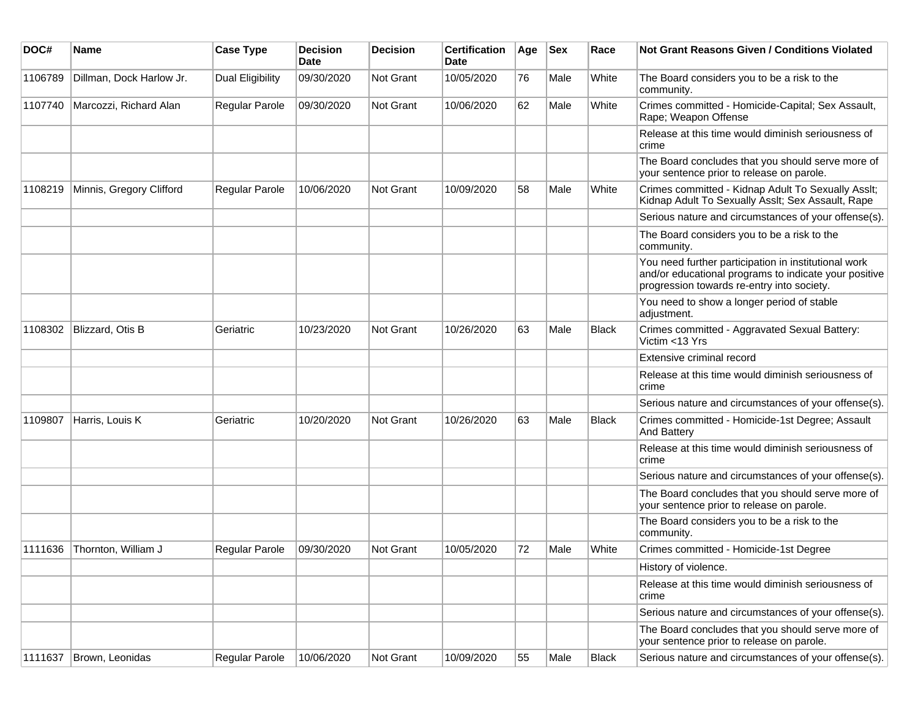| DOC# | Name | Case Type | Decision Date | Decision | Certification Date | Age | Sex | Race | Not Grant Reasons Given / Conditions Violated |
|---|---|---|---|---|---|---|---|---|---|
| 1106789 | Dillman, Dock Harlow Jr. | Dual Eligibility | 09/30/2020 | Not Grant | 10/05/2020 | 76 | Male | White | The Board considers you to be a risk to the community. |
| 1107740 | Marcozzi, Richard Alan | Regular Parole | 09/30/2020 | Not Grant | 10/06/2020 | 62 | Male | White | Crimes committed - Homicide-Capital; Sex Assault, Rape; Weapon Offense |
| | | | | | | | | | Release at this time would diminish seriousness of crime |
| | | | | | | | | | The Board concludes that you should serve more of your sentence prior to release on parole. |
| 1108219 | Minnis, Gregory Clifford | Regular Parole | 10/06/2020 | Not Grant | 10/09/2020 | 58 | Male | White | Crimes committed - Kidnap Adult To Sexually Asslt; Kidnap Adult To Sexually Asslt; Sex Assault, Rape |
| | | | | | | | | | Serious nature and circumstances of your offense(s). |
| | | | | | | | | | The Board considers you to be a risk to the community. |
| | | | | | | | | | You need further participation in institutional work and/or educational programs to indicate your positive progression towards re-entry into society. |
| | | | | | | | | | You need to show a longer period of stable adjustment. |
| 1108302 | Blizzard, Otis B | Geriatric | 10/23/2020 | Not Grant | 10/26/2020 | 63 | Male | Black | Crimes committed - Aggravated Sexual Battery: Victim <13 Yrs |
| | | | | | | | | | Extensive criminal record |
| | | | | | | | | | Release at this time would diminish seriousness of crime |
| | | | | | | | | | Serious nature and circumstances of your offense(s). |
| 1109807 | Harris, Louis K | Geriatric | 10/20/2020 | Not Grant | 10/26/2020 | 63 | Male | Black | Crimes committed - Homicide-1st Degree; Assault And Battery |
| | | | | | | | | | Release at this time would diminish seriousness of crime |
| | | | | | | | | | Serious nature and circumstances of your offense(s). |
| | | | | | | | | | The Board concludes that you should serve more of your sentence prior to release on parole. |
| | | | | | | | | | The Board considers you to be a risk to the community. |
| 1111636 | Thornton, William J | Regular Parole | 09/30/2020 | Not Grant | 10/05/2020 | 72 | Male | White | Crimes committed - Homicide-1st Degree |
| | | | | | | | | | History of violence. |
| | | | | | | | | | Release at this time would diminish seriousness of crime |
| | | | | | | | | | Serious nature and circumstances of your offense(s). |
| | | | | | | | | | The Board concludes that you should serve more of your sentence prior to release on parole. |
| 1111637 | Brown, Leonidas | Regular Parole | 10/06/2020 | Not Grant | 10/09/2020 | 55 | Male | Black | Serious nature and circumstances of your offense(s). |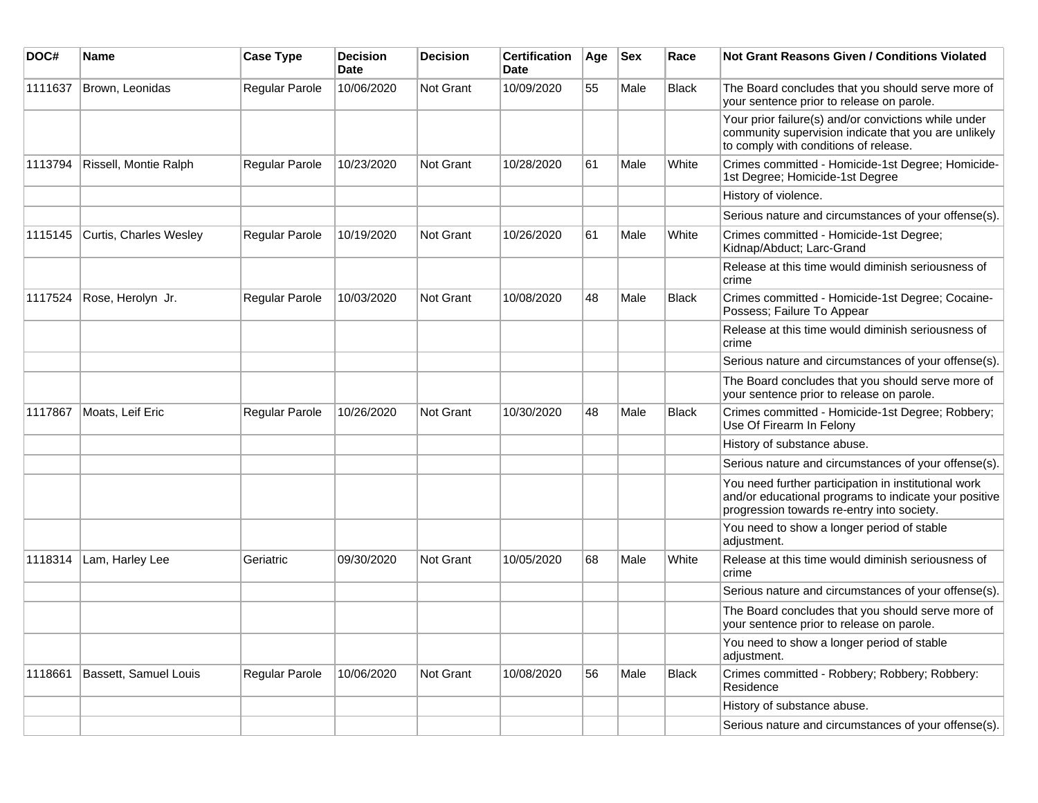| DOC# | Name | Case Type | Decision Date | Decision | Certification Date | Age | Sex | Race | Not Grant Reasons Given / Conditions Violated |
|---|---|---|---|---|---|---|---|---|---|
| 1111637 | Brown, Leonidas | Regular Parole | 10/06/2020 | Not Grant | 10/09/2020 | 55 | Male | Black | The Board concludes that you should serve more of your sentence prior to release on parole. |
| | | | | | | | | | Your prior failure(s) and/or convictions while under community supervision indicate that you are unlikely to comply with conditions of release. |
| 1113794 | Rissell, Montie Ralph | Regular Parole | 10/23/2020 | Not Grant | 10/28/2020 | 61 | Male | White | Crimes committed - Homicide-1st Degree; Homicide-1st Degree; Homicide-1st Degree |
| | | | | | | | | | History of violence. |
| | | | | | | | | | Serious nature and circumstances of your offense(s). |
| 1115145 | Curtis, Charles Wesley | Regular Parole | 10/19/2020 | Not Grant | 10/26/2020 | 61 | Male | White | Crimes committed - Homicide-1st Degree; Kidnap/Abduct; Larc-Grand |
| | | | | | | | | | Release at this time would diminish seriousness of crime |
| 1117524 | Rose, Herolyn Jr. | Regular Parole | 10/03/2020 | Not Grant | 10/08/2020 | 48 | Male | Black | Crimes committed - Homicide-1st Degree; Cocaine-Possess; Failure To Appear |
| | | | | | | | | | Release at this time would diminish seriousness of crime |
| | | | | | | | | | Serious nature and circumstances of your offense(s). |
| | | | | | | | | | The Board concludes that you should serve more of your sentence prior to release on parole. |
| 1117867 | Moats, Leif Eric | Regular Parole | 10/26/2020 | Not Grant | 10/30/2020 | 48 | Male | Black | Crimes committed - Homicide-1st Degree; Robbery; Use Of Firearm In Felony |
| | | | | | | | | | History of substance abuse. |
| | | | | | | | | | Serious nature and circumstances of your offense(s). |
| | | | | | | | | | You need further participation in institutional work and/or educational programs to indicate your positive progression towards re-entry into society. |
| | | | | | | | | | You need to show a longer period of stable adjustment. |
| 1118314 | Lam, Harley Lee | Geriatric | 09/30/2020 | Not Grant | 10/05/2020 | 68 | Male | White | Release at this time would diminish seriousness of crime |
| | | | | | | | | | Serious nature and circumstances of your offense(s). |
| | | | | | | | | | The Board concludes that you should serve more of your sentence prior to release on parole. |
| | | | | | | | | | You need to show a longer period of stable adjustment. |
| 1118661 | Bassett, Samuel Louis | Regular Parole | 10/06/2020 | Not Grant | 10/08/2020 | 56 | Male | Black | Crimes committed - Robbery; Robbery; Robbery: Residence |
| | | | | | | | | | History of substance abuse. |
| | | | | | | | | | Serious nature and circumstances of your offense(s). |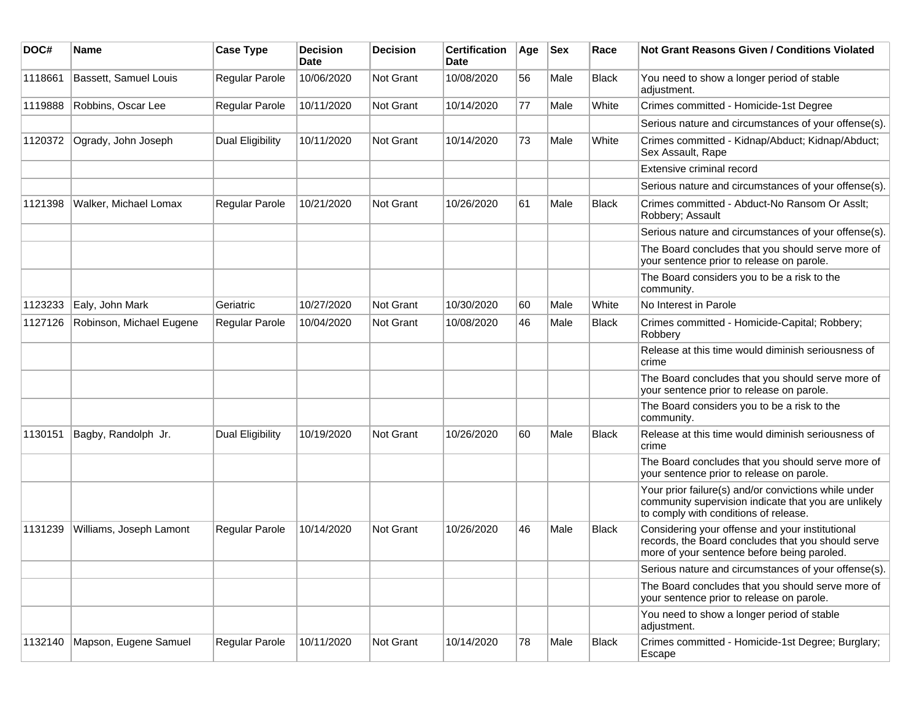| DOC# | Name | Case Type | Decision Date | Decision | Certification Date | Age | Sex | Race | Not Grant Reasons Given / Conditions Violated |
|---|---|---|---|---|---|---|---|---|---|
| 1118661 | Bassett, Samuel Louis | Regular Parole | 10/06/2020 | Not Grant | 10/08/2020 | 56 | Male | Black | You need to show a longer period of stable adjustment. |
| 1119888 | Robbins, Oscar Lee | Regular Parole | 10/11/2020 | Not Grant | 10/14/2020 | 77 | Male | White | Crimes committed - Homicide-1st Degree |
| | | | | | | | | | Serious nature and circumstances of your offense(s). |
| 1120372 | Ogrady, John Joseph | Dual Eligibility | 10/11/2020 | Not Grant | 10/14/2020 | 73 | Male | White | Crimes committed - Kidnap/Abduct; Kidnap/Abduct; Sex Assault, Rape |
| | | | | | | | | | Extensive criminal record |
| | | | | | | | | | Serious nature and circumstances of your offense(s). |
| 1121398 | Walker, Michael Lomax | Regular Parole | 10/21/2020 | Not Grant | 10/26/2020 | 61 | Male | Black | Crimes committed - Abduct-No Ransom Or Asslt; Robbery; Assault |
| | | | | | | | | | Serious nature and circumstances of your offense(s). |
| | | | | | | | | | The Board concludes that you should serve more of your sentence prior to release on parole. |
| | | | | | | | | | The Board considers you to be a risk to the community. |
| 1123233 | Ealy, John Mark | Geriatric | 10/27/2020 | Not Grant | 10/30/2020 | 60 | Male | White | No Interest in Parole |
| 1127126 | Robinson, Michael Eugene | Regular Parole | 10/04/2020 | Not Grant | 10/08/2020 | 46 | Male | Black | Crimes committed - Homicide-Capital; Robbery; Robbery |
| | | | | | | | | | Release at this time would diminish seriousness of crime |
| | | | | | | | | | The Board concludes that you should serve more of your sentence prior to release on parole. |
| | | | | | | | | | The Board considers you to be a risk to the community. |
| 1130151 | Bagby, Randolph Jr. | Dual Eligibility | 10/19/2020 | Not Grant | 10/26/2020 | 60 | Male | Black | Release at this time would diminish seriousness of crime |
| | | | | | | | | | The Board concludes that you should serve more of your sentence prior to release on parole. |
| | | | | | | | | | Your prior failure(s) and/or convictions while under community supervision indicate that you are unlikely to comply with conditions of release. |
| 1131239 | Williams, Joseph Lamont | Regular Parole | 10/14/2020 | Not Grant | 10/26/2020 | 46 | Male | Black | Considering your offense and your institutional records, the Board concludes that you should serve more of your sentence before being paroled. |
| | | | | | | | | | Serious nature and circumstances of your offense(s). |
| | | | | | | | | | The Board concludes that you should serve more of your sentence prior to release on parole. |
| | | | | | | | | | You need to show a longer period of stable adjustment. |
| 1132140 | Mapson, Eugene Samuel | Regular Parole | 10/11/2020 | Not Grant | 10/14/2020 | 78 | Male | Black | Crimes committed - Homicide-1st Degree; Burglary; Escape |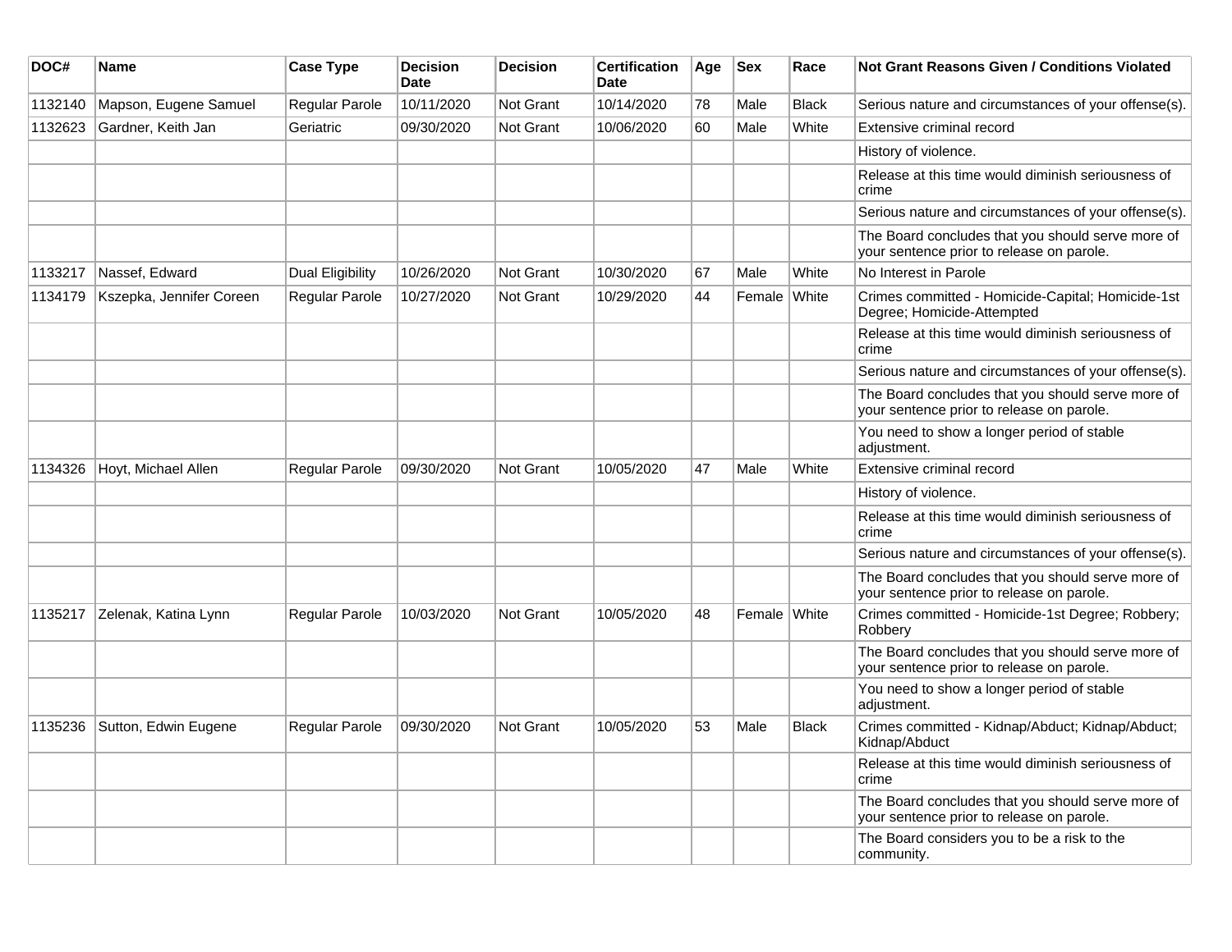| DOC# | Name | Case Type | Decision Date | Decision | Certification Date | Age | Sex | Race | Not Grant Reasons Given / Conditions Violated |
|---|---|---|---|---|---|---|---|---|---|
| 1132140 | Mapson, Eugene Samuel | Regular Parole | 10/11/2020 | Not Grant | 10/14/2020 | 78 | Male | Black | Serious nature and circumstances of your offense(s). |
| 1132623 | Gardner, Keith Jan | Geriatric | 09/30/2020 | Not Grant | 10/06/2020 | 60 | Male | White | Extensive criminal record |
| | | | | | | | | | History of violence. |
| | | | | | | | | | Release at this time would diminish seriousness of crime |
| | | | | | | | | | Serious nature and circumstances of your offense(s). |
| | | | | | | | | | The Board concludes that you should serve more of your sentence prior to release on parole. |
| 1133217 | Nassef, Edward | Dual Eligibility | 10/26/2020 | Not Grant | 10/30/2020 | 67 | Male | White | No Interest in Parole |
| 1134179 | Kszepka, Jennifer Coreen | Regular Parole | 10/27/2020 | Not Grant | 10/29/2020 | 44 | Female | White | Crimes committed - Homicide-Capital; Homicide-1st Degree; Homicide-Attempted |
| | | | | | | | | | Release at this time would diminish seriousness of crime |
| | | | | | | | | | Serious nature and circumstances of your offense(s). |
| | | | | | | | | | The Board concludes that you should serve more of your sentence prior to release on parole. |
| | | | | | | | | | You need to show a longer period of stable adjustment. |
| 1134326 | Hoyt, Michael Allen | Regular Parole | 09/30/2020 | Not Grant | 10/05/2020 | 47 | Male | White | Extensive criminal record |
| | | | | | | | | | History of violence. |
| | | | | | | | | | Release at this time would diminish seriousness of crime |
| | | | | | | | | | Serious nature and circumstances of your offense(s). |
| | | | | | | | | | The Board concludes that you should serve more of your sentence prior to release on parole. |
| 1135217 | Zelenak, Katina Lynn | Regular Parole | 10/03/2020 | Not Grant | 10/05/2020 | 48 | Female | White | Crimes committed - Homicide-1st Degree; Robbery; Robbery |
| | | | | | | | | | The Board concludes that you should serve more of your sentence prior to release on parole. |
| | | | | | | | | | You need to show a longer period of stable adjustment. |
| 1135236 | Sutton, Edwin Eugene | Regular Parole | 09/30/2020 | Not Grant | 10/05/2020 | 53 | Male | Black | Crimes committed - Kidnap/Abduct; Kidnap/Abduct; Kidnap/Abduct |
| | | | | | | | | | Release at this time would diminish seriousness of crime |
| | | | | | | | | | The Board concludes that you should serve more of your sentence prior to release on parole. |
| | | | | | | | | | The Board considers you to be a risk to the community. |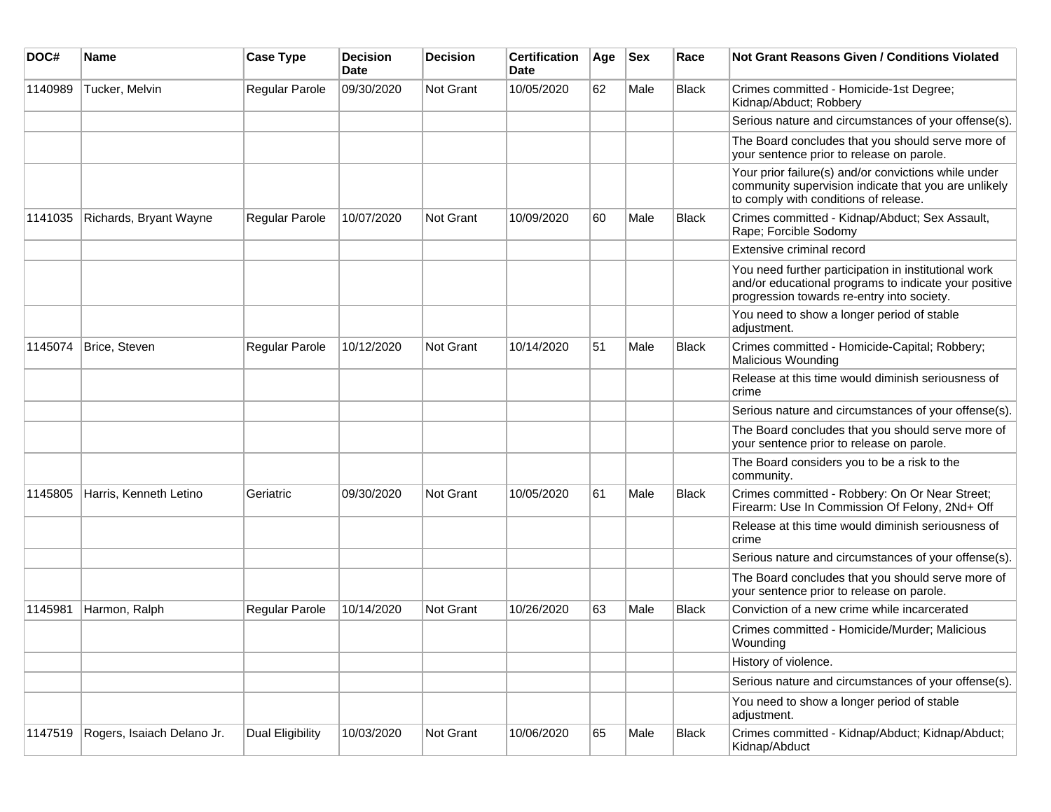| DOC# | Name | Case Type | Decision Date | Decision | Certification Date | Age | Sex | Race | Not Grant Reasons Given / Conditions Violated |
|---|---|---|---|---|---|---|---|---|---|
| 1140989 | Tucker, Melvin | Regular Parole | 09/30/2020 | Not Grant | 10/05/2020 | 62 | Male | Black | Crimes committed - Homicide-1st Degree; Kidnap/Abduct; Robbery |
| | | | | | | | | | Serious nature and circumstances of your offense(s). |
| | | | | | | | | | The Board concludes that you should serve more of your sentence prior to release on parole. |
| | | | | | | | | | Your prior failure(s) and/or convictions while under community supervision indicate that you are unlikely to comply with conditions of release. |
| 1141035 | Richards, Bryant Wayne | Regular Parole | 10/07/2020 | Not Grant | 10/09/2020 | 60 | Male | Black | Crimes committed - Kidnap/Abduct; Sex Assault, Rape; Forcible Sodomy |
| | | | | | | | | | Extensive criminal record |
| | | | | | | | | | You need further participation in institutional work and/or educational programs to indicate your positive progression towards re-entry into society. |
| | | | | | | | | | You need to show a longer period of stable adjustment. |
| 1145074 | Brice, Steven | Regular Parole | 10/12/2020 | Not Grant | 10/14/2020 | 51 | Male | Black | Crimes committed - Homicide-Capital; Robbery; Malicious Wounding |
| | | | | | | | | | Release at this time would diminish seriousness of crime |
| | | | | | | | | | Serious nature and circumstances of your offense(s). |
| | | | | | | | | | The Board concludes that you should serve more of your sentence prior to release on parole. |
| | | | | | | | | | The Board considers you to be a risk to the community. |
| 1145805 | Harris, Kenneth Letino | Geriatric | 09/30/2020 | Not Grant | 10/05/2020 | 61 | Male | Black | Crimes committed - Robbery: On Or Near Street; Firearm: Use In Commission Of Felony, 2Nd+ Off |
| | | | | | | | | | Release at this time would diminish seriousness of crime |
| | | | | | | | | | Serious nature and circumstances of your offense(s). |
| | | | | | | | | | The Board concludes that you should serve more of your sentence prior to release on parole. |
| 1145981 | Harmon, Ralph | Regular Parole | 10/14/2020 | Not Grant | 10/26/2020 | 63 | Male | Black | Conviction of a new crime while incarcerated |
| | | | | | | | | | Crimes committed - Homicide/Murder; Malicious Wounding |
| | | | | | | | | | History of violence. |
| | | | | | | | | | Serious nature and circumstances of your offense(s). |
| | | | | | | | | | You need to show a longer period of stable adjustment. |
| 1147519 | Rogers, Isaiach Delano Jr. | Dual Eligibility | 10/03/2020 | Not Grant | 10/06/2020 | 65 | Male | Black | Crimes committed - Kidnap/Abduct; Kidnap/Abduct; Kidnap/Abduct |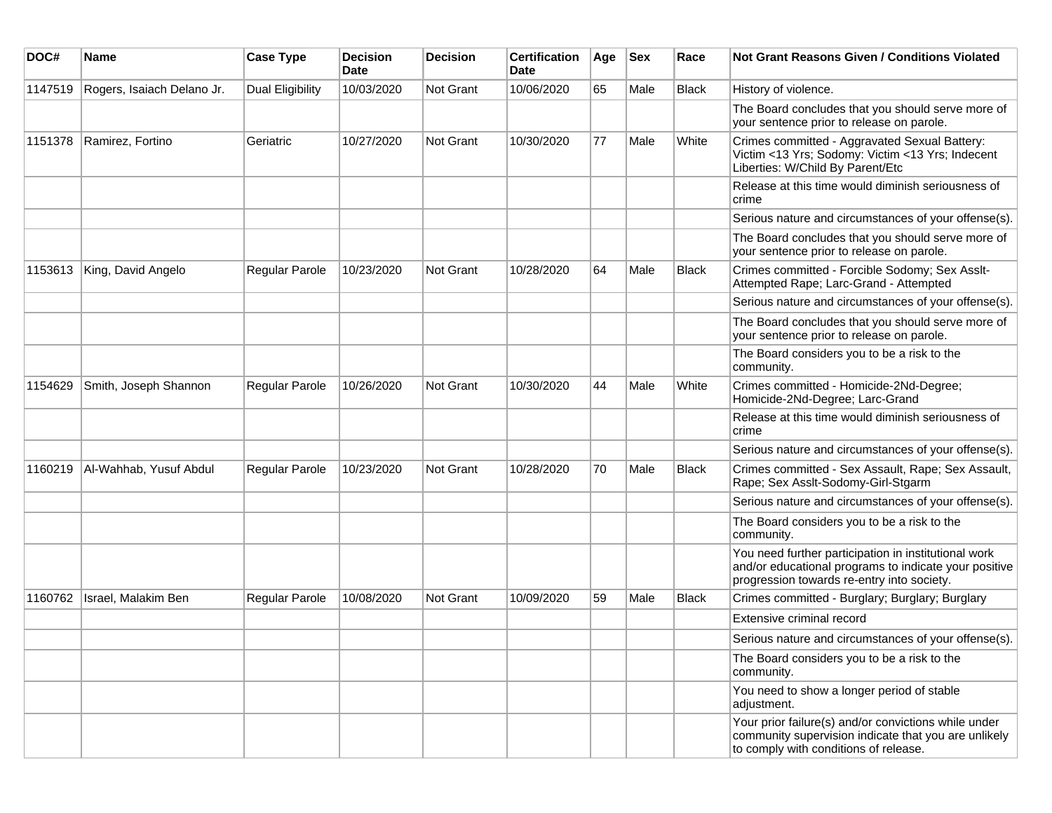| DOC# | Name | Case Type | Decision Date | Decision | Certification Date | Age | Sex | Race | Not Grant Reasons Given / Conditions Violated |
|---|---|---|---|---|---|---|---|---|---|
| 1147519 | Rogers, Isaiach Delano Jr. | Dual Eligibility | 10/03/2020 | Not Grant | 10/06/2020 | 65 | Male | Black | History of violence. |
| | | | | | | | | | The Board concludes that you should serve more of your sentence prior to release on parole. |
| 1151378 | Ramirez, Fortino | Geriatric | 10/27/2020 | Not Grant | 10/30/2020 | 77 | Male | White | Crimes committed - Aggravated Sexual Battery: Victim <13 Yrs; Sodomy: Victim <13 Yrs; Indecent Liberties: W/Child By Parent/Etc |
| | | | | | | | | | Release at this time would diminish seriousness of crime |
| | | | | | | | | | Serious nature and circumstances of your offense(s). |
| | | | | | | | | | The Board concludes that you should serve more of your sentence prior to release on parole. |
| 1153613 | King, David Angelo | Regular Parole | 10/23/2020 | Not Grant | 10/28/2020 | 64 | Male | Black | Crimes committed - Forcible Sodomy; Sex Asslt-Attempted Rape; Larc-Grand - Attempted |
| | | | | | | | | | Serious nature and circumstances of your offense(s). |
| | | | | | | | | | The Board concludes that you should serve more of your sentence prior to release on parole. |
| | | | | | | | | | The Board considers you to be a risk to the community. |
| 1154629 | Smith, Joseph Shannon | Regular Parole | 10/26/2020 | Not Grant | 10/30/2020 | 44 | Male | White | Crimes committed - Homicide-2Nd-Degree; Homicide-2Nd-Degree; Larc-Grand |
| | | | | | | | | | Release at this time would diminish seriousness of crime |
| | | | | | | | | | Serious nature and circumstances of your offense(s). |
| 1160219 | Al-Wahhab, Yusuf Abdul | Regular Parole | 10/23/2020 | Not Grant | 10/28/2020 | 70 | Male | Black | Crimes committed - Sex Assault, Rape; Sex Assault, Rape; Sex Asslt-Sodomy-Girl-Stgarm |
| | | | | | | | | | Serious nature and circumstances of your offense(s). |
| | | | | | | | | | The Board considers you to be a risk to the community. |
| | | | | | | | | | You need further participation in institutional work and/or educational programs to indicate your positive progression towards re-entry into society. |
| 1160762 | Israel, Malakim Ben | Regular Parole | 10/08/2020 | Not Grant | 10/09/2020 | 59 | Male | Black | Crimes committed - Burglary; Burglary; Burglary |
| | | | | | | | | | Extensive criminal record |
| | | | | | | | | | Serious nature and circumstances of your offense(s). |
| | | | | | | | | | The Board considers you to be a risk to the community. |
| | | | | | | | | | You need to show a longer period of stable adjustment. |
| | | | | | | | | | Your prior failure(s) and/or convictions while under community supervision indicate that you are unlikely to comply with conditions of release. |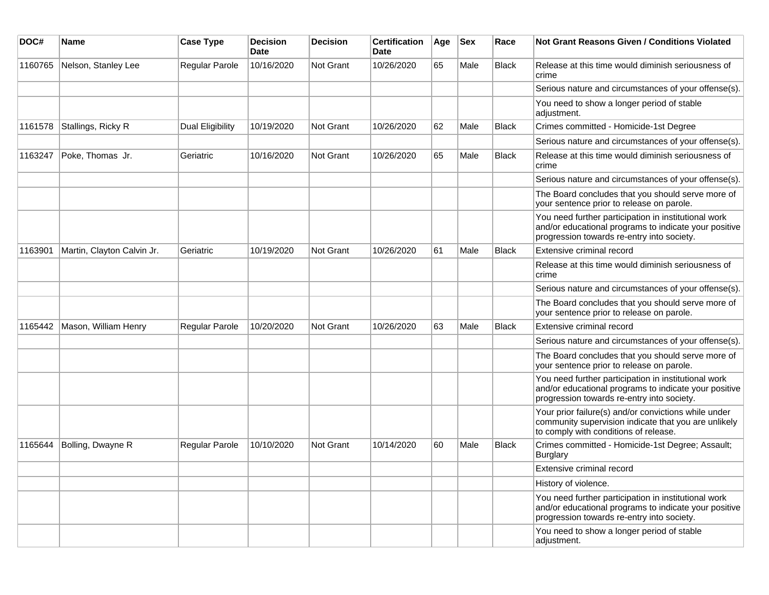| DOC# | Name | Case Type | Decision Date | Decision | Certification Date | Age | Sex | Race | Not Grant Reasons Given / Conditions Violated |
|---|---|---|---|---|---|---|---|---|---|
| 1160765 | Nelson, Stanley Lee | Regular Parole | 10/16/2020 | Not Grant | 10/26/2020 | 65 | Male | Black | Release at this time would diminish seriousness of crime |
| | | | | | | | | | Serious nature and circumstances of your offense(s). |
| | | | | | | | | | You need to show a longer period of stable adjustment. |
| 1161578 | Stallings, Ricky R | Dual Eligibility | 10/19/2020 | Not Grant | 10/26/2020 | 62 | Male | Black | Crimes committed - Homicide-1st Degree |
| | | | | | | | | | Serious nature and circumstances of your offense(s). |
| 1163247 | Poke, Thomas Jr. | Geriatric | 10/16/2020 | Not Grant | 10/26/2020 | 65 | Male | Black | Release at this time would diminish seriousness of crime |
| | | | | | | | | | Serious nature and circumstances of your offense(s). |
| | | | | | | | | | The Board concludes that you should serve more of your sentence prior to release on parole. |
| | | | | | | | | | You need further participation in institutional work and/or educational programs to indicate your positive progression towards re-entry into society. |
| 1163901 | Martin, Clayton Calvin Jr. | Geriatric | 10/19/2020 | Not Grant | 10/26/2020 | 61 | Male | Black | Extensive criminal record |
| | | | | | | | | | Release at this time would diminish seriousness of crime |
| | | | | | | | | | Serious nature and circumstances of your offense(s). |
| | | | | | | | | | The Board concludes that you should serve more of your sentence prior to release on parole. |
| 1165442 | Mason, William Henry | Regular Parole | 10/20/2020 | Not Grant | 10/26/2020 | 63 | Male | Black | Extensive criminal record |
| | | | | | | | | | Serious nature and circumstances of your offense(s). |
| | | | | | | | | | The Board concludes that you should serve more of your sentence prior to release on parole. |
| | | | | | | | | | You need further participation in institutional work and/or educational programs to indicate your positive progression towards re-entry into society. |
| | | | | | | | | | Your prior failure(s) and/or convictions while under community supervision indicate that you are unlikely to comply with conditions of release. |
| 1165644 | Bolling, Dwayne R | Regular Parole | 10/10/2020 | Not Grant | 10/14/2020 | 60 | Male | Black | Crimes committed - Homicide-1st Degree; Assault; Burglary |
| | | | | | | | | | Extensive criminal record |
| | | | | | | | | | History of violence. |
| | | | | | | | | | You need further participation in institutional work and/or educational programs to indicate your positive progression towards re-entry into society. |
| | | | | | | | | | You need to show a longer period of stable adjustment. |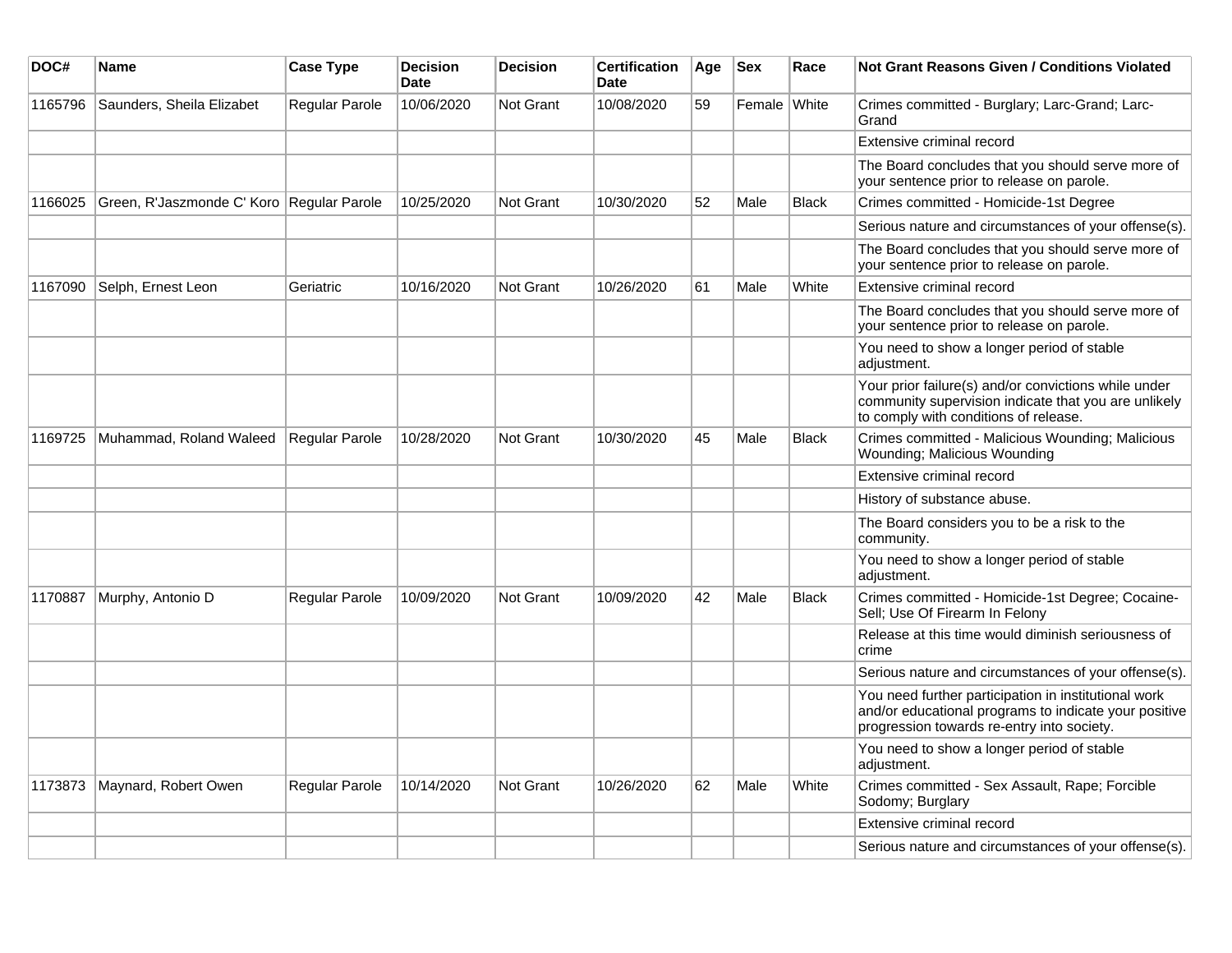| DOC# | Name | Case Type | Decision Date | Decision | Certification Date | Age | Sex | Race | Not Grant Reasons Given / Conditions Violated |
|---|---|---|---|---|---|---|---|---|---|
| 1165796 | Saunders, Sheila Elizabet | Regular Parole | 10/06/2020 | Not Grant | 10/08/2020 | 59 | Female | White | Crimes committed - Burglary; Larc-Grand; Larc-Grand |
| | | | | | | | | | Extensive criminal record |
| | | | | | | | | | The Board concludes that you should serve more of your sentence prior to release on parole. |
| 1166025 | Green, R'Jaszmonde C' Koro | Regular Parole | 10/25/2020 | Not Grant | 10/30/2020 | 52 | Male | Black | Crimes committed - Homicide-1st Degree |
| | | | | | | | | | Serious nature and circumstances of your offense(s). |
| | | | | | | | | | The Board concludes that you should serve more of your sentence prior to release on parole. |
| 1167090 | Selph, Ernest Leon | Geriatric | 10/16/2020 | Not Grant | 10/26/2020 | 61 | Male | White | Extensive criminal record |
| | | | | | | | | | The Board concludes that you should serve more of your sentence prior to release on parole. |
| | | | | | | | | | You need to show a longer period of stable adjustment. |
| | | | | | | | | | Your prior failure(s) and/or convictions while under community supervision indicate that you are unlikely to comply with conditions of release. |
| 1169725 | Muhammad, Roland Waleed | Regular Parole | 10/28/2020 | Not Grant | 10/30/2020 | 45 | Male | Black | Crimes committed - Malicious Wounding; Malicious Wounding; Malicious Wounding |
| | | | | | | | | | Extensive criminal record |
| | | | | | | | | | History of substance abuse. |
| | | | | | | | | | The Board considers you to be a risk to the community. |
| | | | | | | | | | You need to show a longer period of stable adjustment. |
| 1170887 | Murphy, Antonio D | Regular Parole | 10/09/2020 | Not Grant | 10/09/2020 | 42 | Male | Black | Crimes committed - Homicide-1st Degree; Cocaine-Sell; Use Of Firearm In Felony |
| | | | | | | | | | Release at this time would diminish seriousness of crime |
| | | | | | | | | | Serious nature and circumstances of your offense(s). |
| | | | | | | | | | You need further participation in institutional work and/or educational programs to indicate your positive progression towards re-entry into society. |
| | | | | | | | | | You need to show a longer period of stable adjustment. |
| 1173873 | Maynard, Robert Owen | Regular Parole | 10/14/2020 | Not Grant | 10/26/2020 | 62 | Male | White | Crimes committed - Sex Assault, Rape; Forcible Sodomy; Burglary |
| | | | | | | | | | Extensive criminal record |
| | | | | | | | | | Serious nature and circumstances of your offense(s). |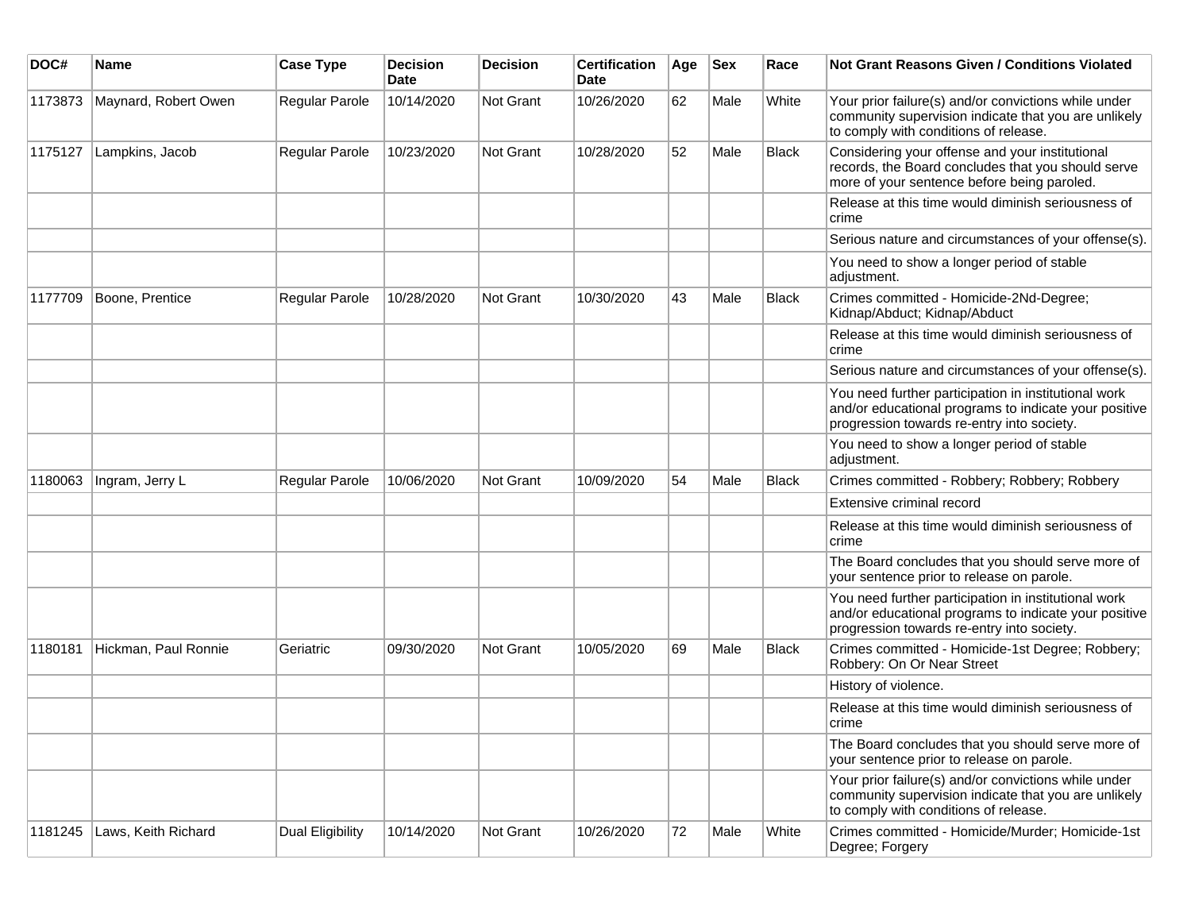| DOC# | Name | Case Type | Decision Date | Decision | Certification Date | Age | Sex | Race | Not Grant Reasons Given / Conditions Violated |
| --- | --- | --- | --- | --- | --- | --- | --- | --- | --- |
| 1173873 | Maynard, Robert Owen | Regular Parole | 10/14/2020 | Not Grant | 10/26/2020 | 62 | Male | White | Your prior failure(s) and/or convictions while under community supervision indicate that you are unlikely to comply with conditions of release. |
| 1175127 | Lampkins, Jacob | Regular Parole | 10/23/2020 | Not Grant | 10/28/2020 | 52 | Male | Black | Considering your offense and your institutional records, the Board concludes that you should serve more of your sentence before being paroled. |
| | | | | | | | | | Release at this time would diminish seriousness of crime |
| | | | | | | | | | Serious nature and circumstances of your offense(s). |
| | | | | | | | | | You need to show a longer period of stable adjustment. |
| 1177709 | Boone, Prentice | Regular Parole | 10/28/2020 | Not Grant | 10/30/2020 | 43 | Male | Black | Crimes committed - Homicide-2Nd-Degree; Kidnap/Abduct; Kidnap/Abduct |
| | | | | | | | | | Release at this time would diminish seriousness of crime |
| | | | | | | | | | Serious nature and circumstances of your offense(s). |
| | | | | | | | | | You need further participation in institutional work and/or educational programs to indicate your positive progression towards re-entry into society. |
| | | | | | | | | | You need to show a longer period of stable adjustment. |
| 1180063 | Ingram, Jerry L | Regular Parole | 10/06/2020 | Not Grant | 10/09/2020 | 54 | Male | Black | Crimes committed - Robbery; Robbery; Robbery |
| | | | | | | | | | Extensive criminal record |
| | | | | | | | | | Release at this time would diminish seriousness of crime |
| | | | | | | | | | The Board concludes that you should serve more of your sentence prior to release on parole. |
| | | | | | | | | | You need further participation in institutional work and/or educational programs to indicate your positive progression towards re-entry into society. |
| 1180181 | Hickman, Paul Ronnie | Geriatric | 09/30/2020 | Not Grant | 10/05/2020 | 69 | Male | Black | Crimes committed - Homicide-1st Degree; Robbery; Robbery: On Or Near Street |
| | | | | | | | | | History of violence. |
| | | | | | | | | | Release at this time would diminish seriousness of crime |
| | | | | | | | | | The Board concludes that you should serve more of your sentence prior to release on parole. |
| | | | | | | | | | Your prior failure(s) and/or convictions while under community supervision indicate that you are unlikely to comply with conditions of release. |
| 1181245 | Laws, Keith Richard | Dual Eligibility | 10/14/2020 | Not Grant | 10/26/2020 | 72 | Male | White | Crimes committed - Homicide/Murder; Homicide-1st Degree; Forgery |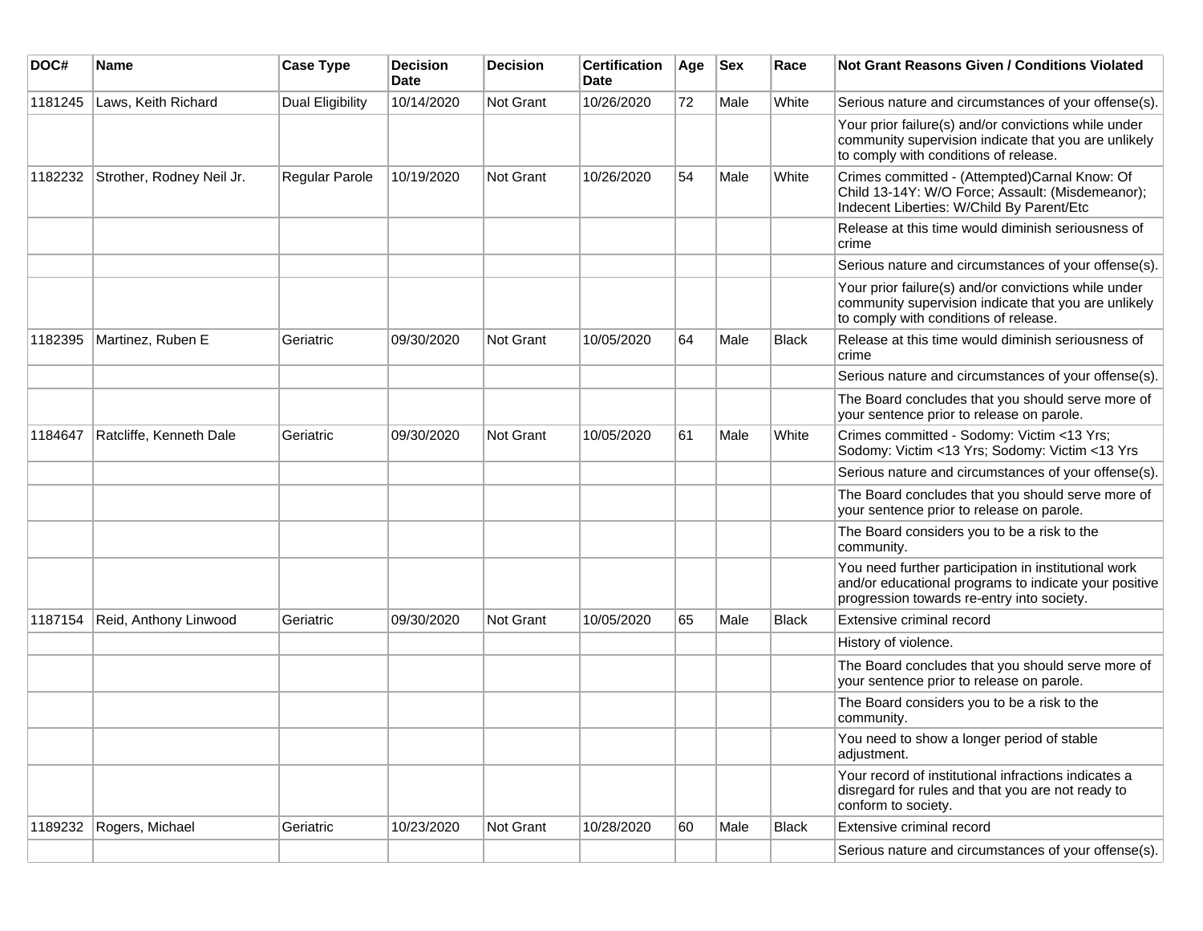| DOC# | Name | Case Type | Decision Date | Decision | Certification Date | Age | Sex | Race | Not Grant Reasons Given / Conditions Violated |
|---|---|---|---|---|---|---|---|---|---|
| 1181245 | Laws, Keith Richard | Dual Eligibility | 10/14/2020 | Not Grant | 10/26/2020 | 72 | Male | White | Serious nature and circumstances of your offense(s). |
| | | | | | | | | | Your prior failure(s) and/or convictions while under community supervision indicate that you are unlikely to comply with conditions of release. |
| 1182232 | Strother, Rodney Neil Jr. | Regular Parole | 10/19/2020 | Not Grant | 10/26/2020 | 54 | Male | White | Crimes committed - (Attempted)Carnal Know: Of Child 13-14Y: W/O Force; Assault: (Misdemeanor); Indecent Liberties: W/Child By Parent/Etc |
| | | | | | | | | | Release at this time would diminish seriousness of crime |
| | | | | | | | | | Serious nature and circumstances of your offense(s). |
| | | | | | | | | | Your prior failure(s) and/or convictions while under community supervision indicate that you are unlikely to comply with conditions of release. |
| 1182395 | Martinez, Ruben E | Geriatric | 09/30/2020 | Not Grant | 10/05/2020 | 64 | Male | Black | Release at this time would diminish seriousness of crime |
| | | | | | | | | | Serious nature and circumstances of your offense(s). |
| | | | | | | | | | The Board concludes that you should serve more of your sentence prior to release on parole. |
| 1184647 | Ratcliffe, Kenneth Dale | Geriatric | 09/30/2020 | Not Grant | 10/05/2020 | 61 | Male | White | Crimes committed - Sodomy: Victim <13 Yrs; Sodomy: Victim <13 Yrs; Sodomy: Victim <13 Yrs |
| | | | | | | | | | Serious nature and circumstances of your offense(s). |
| | | | | | | | | | The Board concludes that you should serve more of your sentence prior to release on parole. |
| | | | | | | | | | The Board considers you to be a risk to the community. |
| | | | | | | | | | You need further participation in institutional work and/or educational programs to indicate your positive progression towards re-entry into society. |
| 1187154 | Reid, Anthony Linwood | Geriatric | 09/30/2020 | Not Grant | 10/05/2020 | 65 | Male | Black | Extensive criminal record |
| | | | | | | | | | History of violence. |
| | | | | | | | | | The Board concludes that you should serve more of your sentence prior to release on parole. |
| | | | | | | | | | The Board considers you to be a risk to the community. |
| | | | | | | | | | You need to show a longer period of stable adjustment. |
| | | | | | | | | | Your record of institutional infractions indicates a disregard for rules and that you are not ready to conform to society. |
| 1189232 | Rogers, Michael | Geriatric | 10/23/2020 | Not Grant | 10/28/2020 | 60 | Male | Black | Extensive criminal record |
| | | | | | | | | | Serious nature and circumstances of your offense(s). |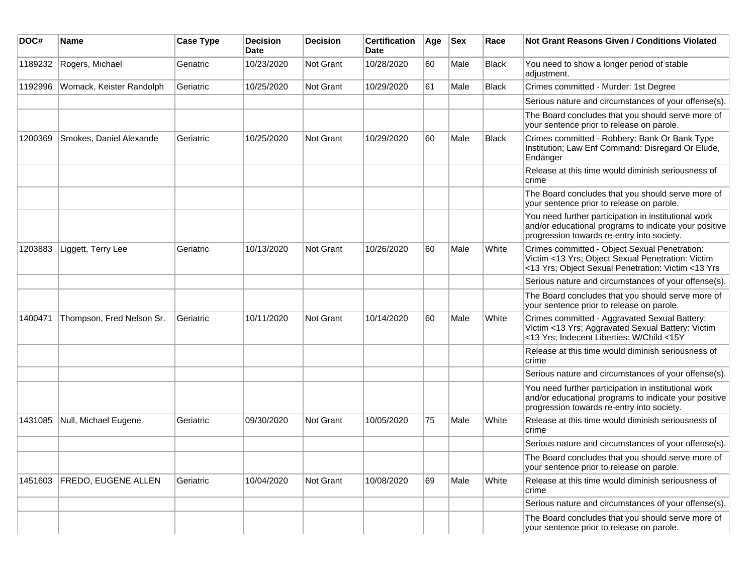| DOC# | Name | Case Type | Decision Date | Decision | Certification Date | Age | Sex | Race | Not Grant Reasons Given / Conditions Violated |
|---|---|---|---|---|---|---|---|---|---|
| 1189232 | Rogers, Michael | Geriatric | 10/23/2020 | Not Grant | 10/28/2020 | 60 | Male | Black | You need to show a longer period of stable adjustment. |
| 1192996 | Womack, Keister Randolph | Geriatric | 10/25/2020 | Not Grant | 10/29/2020 | 61 | Male | Black | Crimes committed - Murder: 1st Degree |
| | | | | | | | | | Serious nature and circumstances of your offense(s). |
| | | | | | | | | | The Board concludes that you should serve more of your sentence prior to release on parole. |
| 1200369 | Smokes, Daniel Alexande | Geriatric | 10/25/2020 | Not Grant | 10/29/2020 | 60 | Male | Black | Crimes committed - Robbery: Bank Or Bank Type Institution; Law Enf Command: Disregard Or Elude, Endanger |
| | | | | | | | | | Release at this time would diminish seriousness of crime |
| | | | | | | | | | The Board concludes that you should serve more of your sentence prior to release on parole. |
| | | | | | | | | | You need further participation in institutional work and/or educational programs to indicate your positive progression towards re-entry into society. |
| 1203883 | Liggett, Terry Lee | Geriatric | 10/13/2020 | Not Grant | 10/26/2020 | 60 | Male | White | Crimes committed - Object Sexual Penetration: Victim <13 Yrs; Object Sexual Penetration: Victim <13 Yrs; Object Sexual Penetration: Victim <13 Yrs |
| | | | | | | | | | Serious nature and circumstances of your offense(s). |
| | | | | | | | | | The Board concludes that you should serve more of your sentence prior to release on parole. |
| 1400471 | Thompson, Fred Nelson Sr. | Geriatric | 10/11/2020 | Not Grant | 10/14/2020 | 60 | Male | White | Crimes committed - Aggravated Sexual Battery: Victim <13 Yrs; Aggravated Sexual Battery: Victim <13 Yrs; Indecent Liberties: W/Child <15Y |
| | | | | | | | | | Release at this time would diminish seriousness of crime |
| | | | | | | | | | Serious nature and circumstances of your offense(s). |
| | | | | | | | | | You need further participation in institutional work and/or educational programs to indicate your positive progression towards re-entry into society. |
| 1431085 | Null, Michael Eugene | Geriatric | 09/30/2020 | Not Grant | 10/05/2020 | 75 | Male | White | Release at this time would diminish seriousness of crime |
| | | | | | | | | | Serious nature and circumstances of your offense(s). |
| | | | | | | | | | The Board concludes that you should serve more of your sentence prior to release on parole. |
| 1451603 | FREDO, EUGENE ALLEN | Geriatric | 10/04/2020 | Not Grant | 10/08/2020 | 69 | Male | White | Release at this time would diminish seriousness of crime |
| | | | | | | | | | Serious nature and circumstances of your offense(s). |
| | | | | | | | | | The Board concludes that you should serve more of your sentence prior to release on parole. |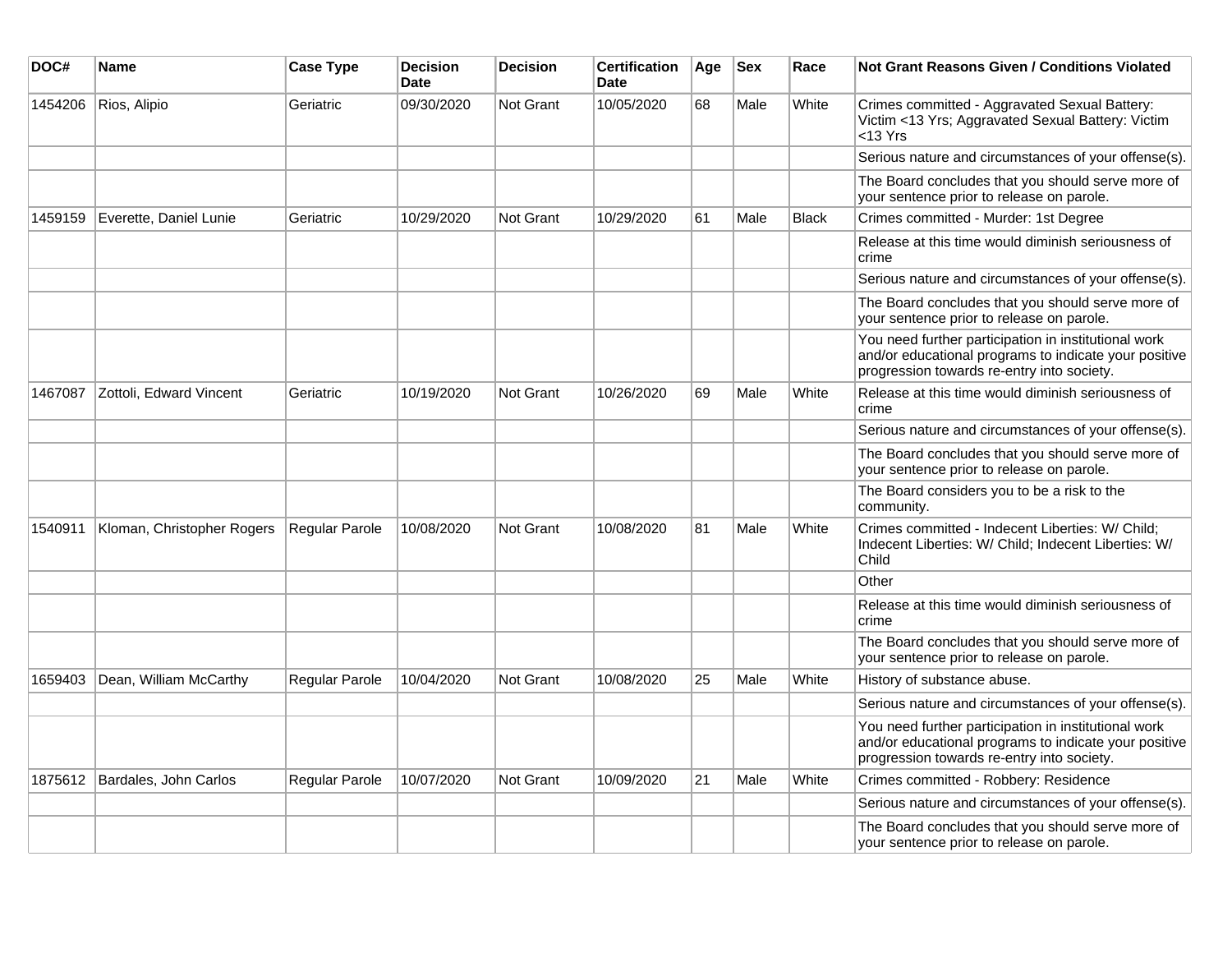| DOC# | Name | Case Type | Decision Date | Decision | Certification Date | Age | Sex | Race | Not Grant Reasons Given / Conditions Violated |
|---|---|---|---|---|---|---|---|---|---|
| 1454206 | Rios, Alipio | Geriatric | 09/30/2020 | Not Grant | 10/05/2020 | 68 | Male | White | Crimes committed - Aggravated Sexual Battery: Victim <13 Yrs; Aggravated Sexual Battery: Victim <13 Yrs |
| | | | | | | | | | Serious nature and circumstances of your offense(s). |
| | | | | | | | | | The Board concludes that you should serve more of your sentence prior to release on parole. |
| 1459159 | Everette, Daniel Lunie | Geriatric | 10/29/2020 | Not Grant | 10/29/2020 | 61 | Male | Black | Crimes committed - Murder: 1st Degree |
| | | | | | | | | | Release at this time would diminish seriousness of crime |
| | | | | | | | | | Serious nature and circumstances of your offense(s). |
| | | | | | | | | | The Board concludes that you should serve more of your sentence prior to release on parole. |
| | | | | | | | | | You need further participation in institutional work and/or educational programs to indicate your positive progression towards re-entry into society. |
| 1467087 | Zottoli, Edward Vincent | Geriatric | 10/19/2020 | Not Grant | 10/26/2020 | 69 | Male | White | Release at this time would diminish seriousness of crime |
| | | | | | | | | | Serious nature and circumstances of your offense(s). |
| | | | | | | | | | The Board concludes that you should serve more of your sentence prior to release on parole. |
| | | | | | | | | | The Board considers you to be a risk to the community. |
| 1540911 | Kloman, Christopher Rogers | Regular Parole | 10/08/2020 | Not Grant | 10/08/2020 | 81 | Male | White | Crimes committed - Indecent Liberties: W/ Child; Indecent Liberties: W/ Child; Indecent Liberties: W/ Child |
| | | | | | | | | | Other |
| | | | | | | | | | Release at this time would diminish seriousness of crime |
| | | | | | | | | | The Board concludes that you should serve more of your sentence prior to release on parole. |
| 1659403 | Dean, William McCarthy | Regular Parole | 10/04/2020 | Not Grant | 10/08/2020 | 25 | Male | White | History of substance abuse. |
| | | | | | | | | | Serious nature and circumstances of your offense(s). |
| | | | | | | | | | You need further participation in institutional work and/or educational programs to indicate your positive progression towards re-entry into society. |
| 1875612 | Bardales, John Carlos | Regular Parole | 10/07/2020 | Not Grant | 10/09/2020 | 21 | Male | White | Crimes committed - Robbery: Residence |
| | | | | | | | | | Serious nature and circumstances of your offense(s). |
| | | | | | | | | | The Board concludes that you should serve more of your sentence prior to release on parole. |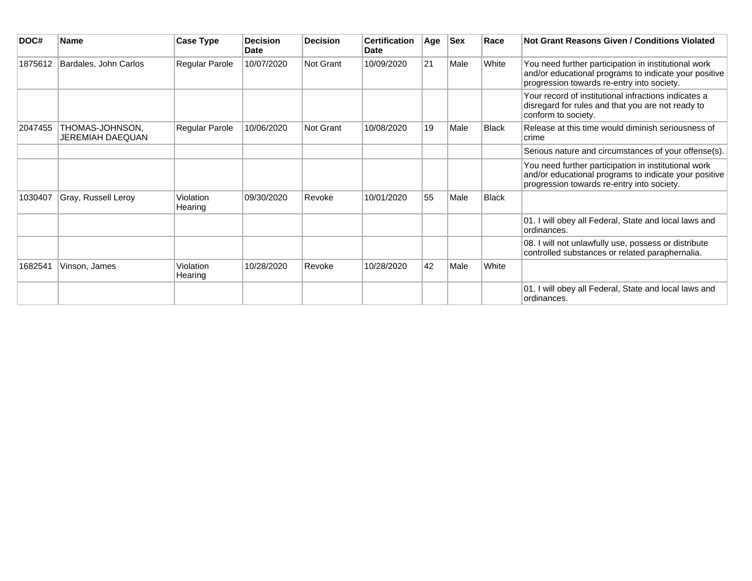| DOC# | Name | Case Type | Decision Date | Decision | Certification Date | Age | Sex | Race | Not Grant Reasons Given / Conditions Violated |
|---|---|---|---|---|---|---|---|---|---|
| 1875612 | Bardales, John Carlos | Regular Parole | 10/07/2020 | Not Grant | 10/09/2020 | 21 | Male | White | You need further participation in institutional work and/or educational programs to indicate your positive progression towards re-entry into society. |
| | | | | | | | | | Your record of institutional infractions indicates a disregard for rules and that you are not ready to conform to society. |
| 2047455 | THOMAS-JOHNSON, JEREMIAH DAEQUAN | Regular Parole | 10/06/2020 | Not Grant | 10/08/2020 | 19 | Male | Black | Release at this time would diminish seriousness of crime |
| | | | | | | | | | Serious nature and circumstances of your offense(s). |
| | | | | | | | | | You need further participation in institutional work and/or educational programs to indicate your positive progression towards re-entry into society. |
| 1030407 | Gray, Russell Leroy | Violation Hearing | 09/30/2020 | Revoke | 10/01/2020 | 55 | Male | Black | |
| | | | | | | | | | 01. I will obey all Federal, State and local laws and ordinances. |
| | | | | | | | | | 08. I will not unlawfully use, possess or distribute controlled substances or related paraphernalia. |
| 1682541 | Vinson, James | Violation Hearing | 10/28/2020 | Revoke | 10/28/2020 | 42 | Male | White | |
| | | | | | | | | | 01. I will obey all Federal, State and local laws and ordinances. |